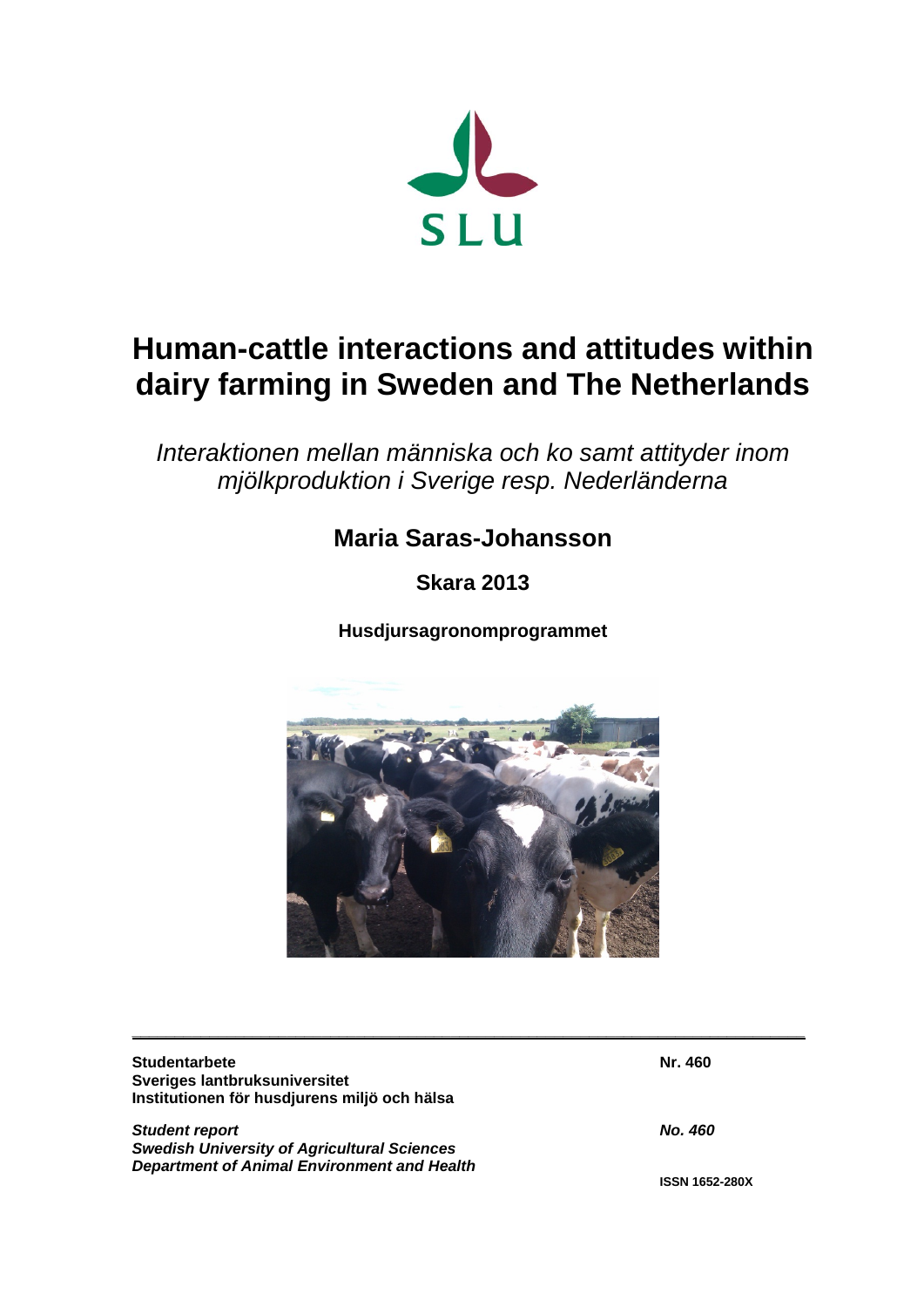SLU

# Human-cattle interactions and attitudes within dairy farming in Sweden and The Netherlands

*Interaktionen mellan människa och ko samt attityder inom mjölkproduktion i Sverige resp. Nederländerna*

**Maria Saras-Johansson**

**Skara 2013**

**Husdjursagronomprogrammet**

---

**Studentarbete**
**Sveriges lantbruksuniversitet**
**Institutionen för husdjurens miljö och hälsa**

**Nr. 460**

***Student report***
***Swedish University of Agricultural Sciences***
***Department of Animal Environment and Health***

***No. 460***

**ISSN 1652-280X**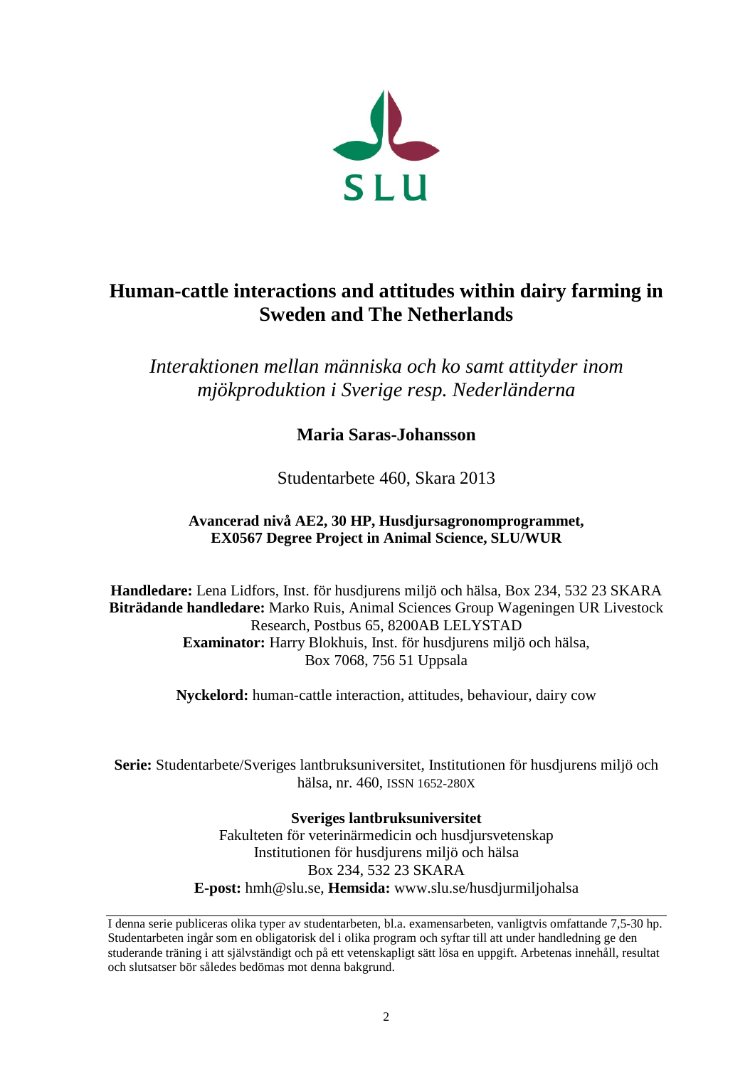SLU

# Human-cattle interactions and attitudes within dairy farming in Sweden and The Netherlands

*Interaktionen mellan människa och ko samt attityder inom mjökproduktion i Sverige resp. Nederländerna*

**Maria Saras-Johansson**

Studentarbete 460, Skara 2013

**Avancerad nivå AE2, 30 HP, Husdjursagronomprogrammet, EX0567 Degree Project in Animal Science, SLU/WUR**

**Handledare:** Lena Lidfors, Inst. för husdjurens miljö och hälsa, Box 234, 532 23 SKARA
**Biträdande handledare:** Marko Ruis, Animal Sciences Group Wageningen UR Livestock Research, Postbus 65, 8200AB LELYSTAD
**Examinator:** Harry Blokhuis, Inst. för husdjurens miljö och hälsa, Box 7068, 756 51 Uppsala

**Nyckelord:** human-cattle interaction, attitudes, behaviour, dairy cow

**Serie:** Studentarbete/Sveriges lantbruksuniversitet, Institutionen för husdjurens miljö och hälsa, nr. 460, ISSN 1652-280X

**Sveriges lantbruksuniversitet**
Fakulteten för veterinärmedicin och husdjursvetenskap
Institutionen för husdjurens miljö och hälsa
Box 234, 532 23 SKARA
**E-post:** hmh@slu.se, **Hemsida:** www.slu.se/husdjurmiljohalsa

I denna serie publiceras olika typer av studentarbeten, bl.a. examensarbeten, vanligtvis omfattande 7,5-30 hp. Studentarbeten ingår som en obligatorisk del i olika program och syftar till att under handledning ge den studerande träning i att självständigt och på ett vetenskapligt sätt lösa en uppgift. Arbetenas innehåll, resultat och slutsatser bör således bedömas mot denna bakgrund.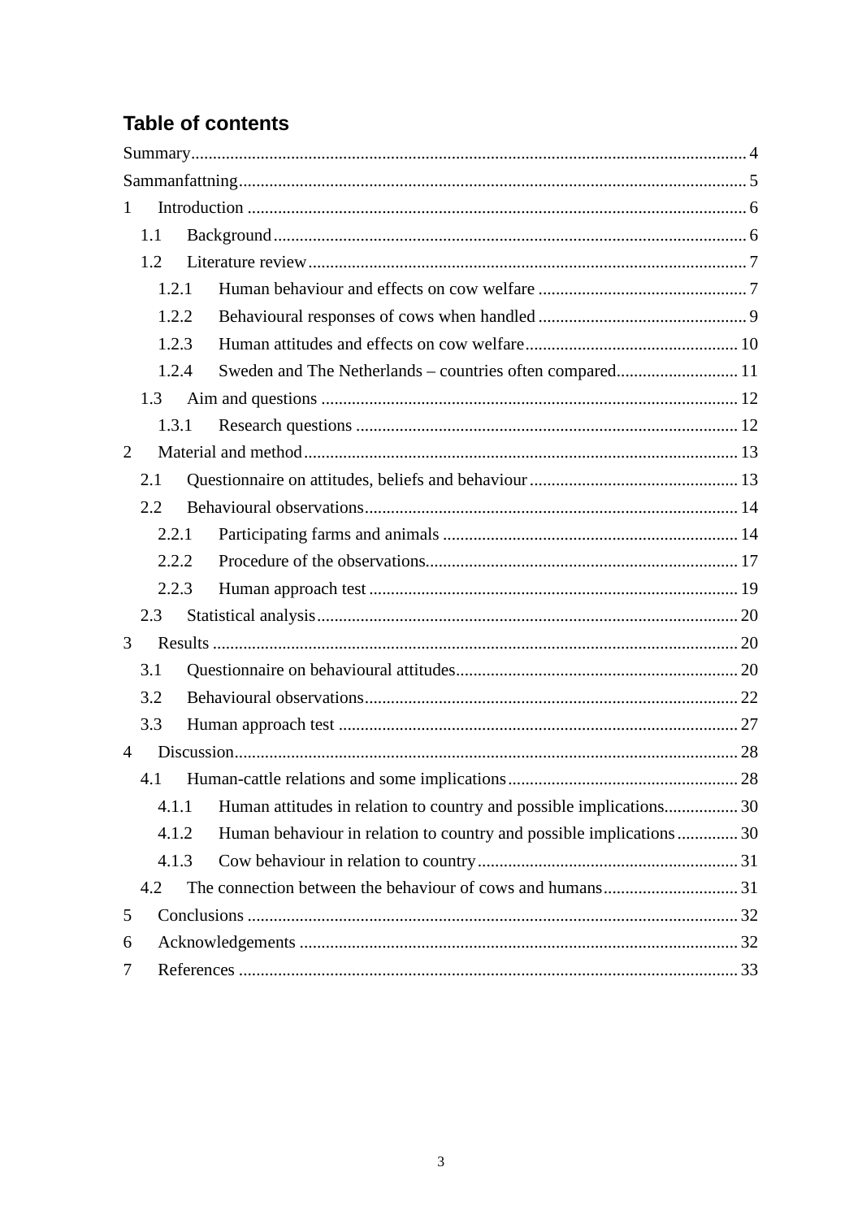# Table of contents

Summary .... 4

Sammanfattning .... 5

1 Introduction .... 6

- 1.1 Background .... 6
- 1.2 Literature review .... 7
  - 1.2.1 Human behaviour and effects on cow welfare .... 7
  - 1.2.2 Behavioural responses of cows when handled .... 9
  - 1.2.3 Human attitudes and effects on cow welfare .... 10
  - 1.2.4 Sweden and The Netherlands – countries often compared .... 11
- 1.3 Aim and questions .... 12
  - 1.3.1 Research questions .... 12

2 Material and method .... 13

- 2.1 Questionnaire on attitudes, beliefs and behaviour .... 13
- 2.2 Behavioural observations .... 14
  - 2.2.1 Participating farms and animals .... 14
  - 2.2.2 Procedure of the observations .... 17
  - 2.2.3 Human approach test .... 19
- 2.3 Statistical analysis .... 20

3 Results .... 20

- 3.1 Questionnaire on behavioural attitudes .... 20
- 3.2 Behavioural observations .... 22
- 3.3 Human approach test .... 27

4 Discussion .... 28

- 4.1 Human-cattle relations and some implications .... 28
  - 4.1.1 Human attitudes in relation to country and possible implications .... 30
  - 4.1.2 Human behaviour in relation to country and possible implications .... 30
  - 4.1.3 Cow behaviour in relation to country .... 31
- 4.2 The connection between the behaviour of cows and humans .... 31

5 Conclusions .... 32

6 Acknowledgements .... 32

7 References .... 33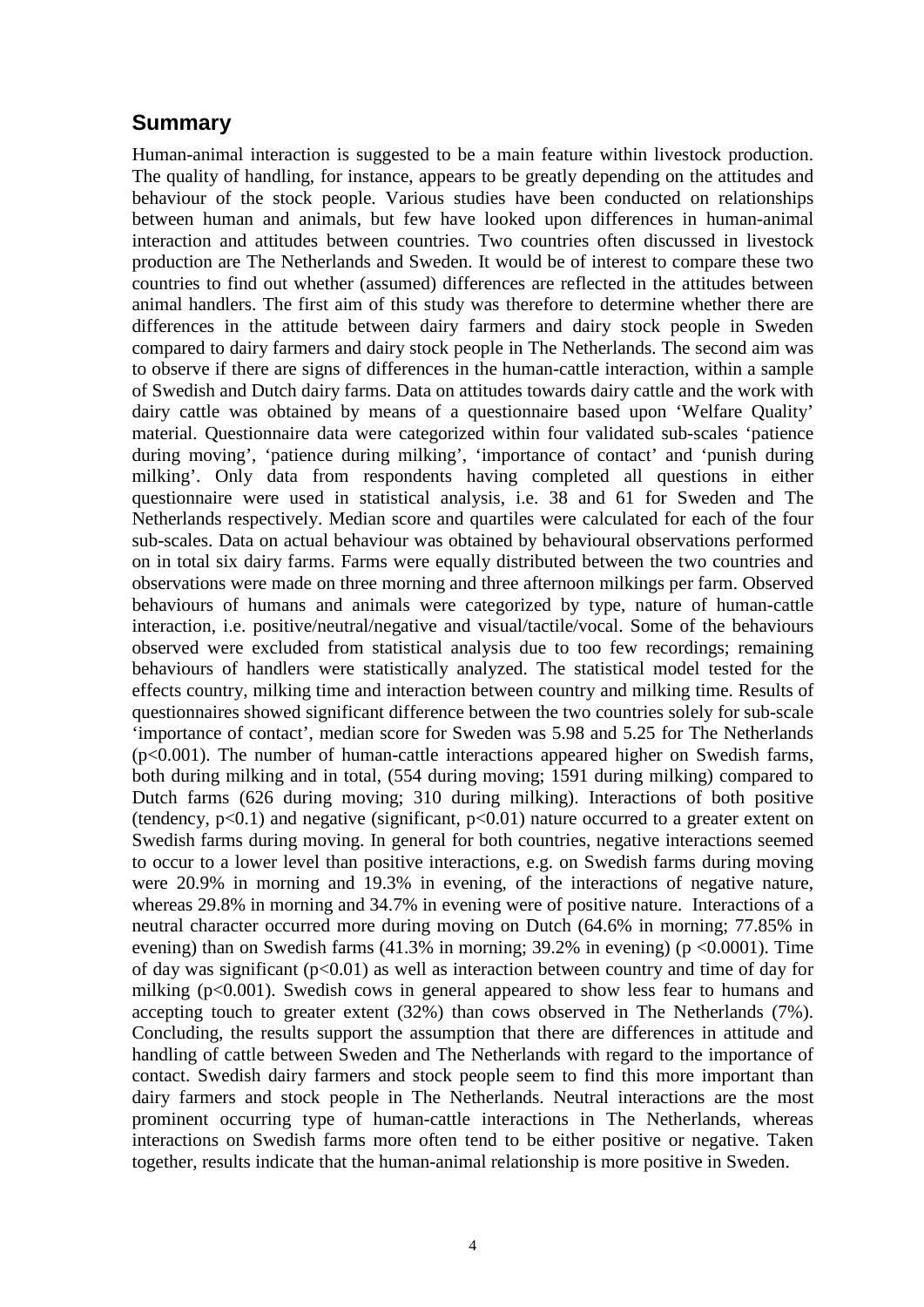## Summary

Human-animal interaction is suggested to be a main feature within livestock production. The quality of handling, for instance, appears to be greatly depending on the attitudes and behaviour of the stock people. Various studies have been conducted on relationships between human and animals, but few have looked upon differences in human-animal interaction and attitudes between countries. Two countries often discussed in livestock production are The Netherlands and Sweden. It would be of interest to compare these two countries to find out whether (assumed) differences are reflected in the attitudes between animal handlers. The first aim of this study was therefore to determine whether there are differences in the attitude between dairy farmers and dairy stock people in Sweden compared to dairy farmers and dairy stock people in The Netherlands. The second aim was to observe if there are signs of differences in the human-cattle interaction, within a sample of Swedish and Dutch dairy farms. Data on attitudes towards dairy cattle and the work with dairy cattle was obtained by means of a questionnaire based upon 'Welfare Quality' material. Questionnaire data were categorized within four validated sub-scales 'patience during moving', 'patience during milking', 'importance of contact' and 'punish during milking'. Only data from respondents having completed all questions in either questionnaire were used in statistical analysis, i.e. 38 and 61 for Sweden and The Netherlands respectively. Median score and quartiles were calculated for each of the four sub-scales. Data on actual behaviour was obtained by behavioural observations performed on in total six dairy farms. Farms were equally distributed between the two countries and observations were made on three morning and three afternoon milkings per farm. Observed behaviours of humans and animals were categorized by type, nature of human-cattle interaction, i.e. positive/neutral/negative and visual/tactile/vocal. Some of the behaviours observed were excluded from statistical analysis due to too few recordings; remaining behaviours of handlers were statistically analyzed. The statistical model tested for the effects country, milking time and interaction between country and milking time. Results of questionnaires showed significant difference between the two countries solely for sub-scale 'importance of contact', median score for Sweden was 5.98 and 5.25 for The Netherlands ($p<0.001$). The number of human-cattle interactions appeared higher on Swedish farms, both during milking and in total, (554 during moving; 1591 during milking) compared to Dutch farms (626 during moving; 310 during milking). Interactions of both positive (tendency, $p<0.1$) and negative (significant, $p<0.01$) nature occurred to a greater extent on Swedish farms during moving. In general for both countries, negative interactions seemed to occur to a lower level than positive interactions, e.g. on Swedish farms during moving were 20.9% in morning and 19.3% in evening, of the interactions of negative nature, whereas 29.8% in morning and 34.7% in evening were of positive nature. Interactions of a neutral character occurred more during moving on Dutch (64.6% in morning; 77.85% in evening) than on Swedish farms (41.3% in morning; 39.2% in evening) ($p <0.0001$). Time of day was significant ($p<0.01$) as well as interaction between country and time of day for milking ($p<0.001$). Swedish cows in general appeared to show less fear to humans and accepting touch to greater extent (32%) than cows observed in The Netherlands (7%). Concluding, the results support the assumption that there are differences in attitude and handling of cattle between Sweden and The Netherlands with regard to the importance of contact. Swedish dairy farmers and stock people seem to find this more important than dairy farmers and stock people in The Netherlands. Neutral interactions are the most prominent occurring type of human-cattle interactions in The Netherlands, whereas interactions on Swedish farms more often tend to be either positive or negative. Taken together, results indicate that the human-animal relationship is more positive in Sweden.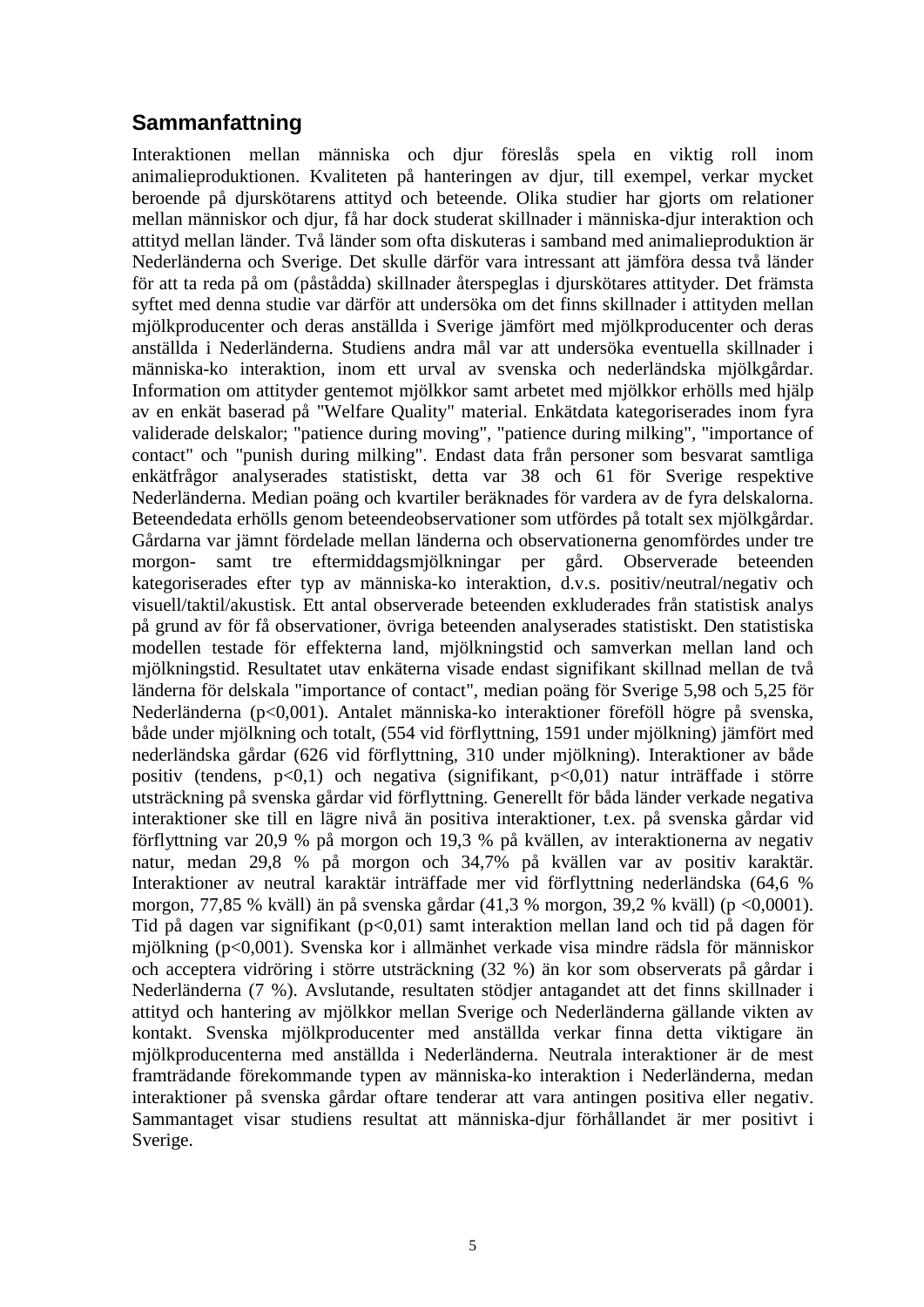## Sammanfattning

Interaktionen mellan människa och djur föreslås spela en viktig roll inom animalieproduktionen. Kvaliteten på hanteringen av djur, till exempel, verkar mycket beroende på djurskötarens attityd och beteende. Olika studier har gjorts om relationer mellan människor och djur, få har dock studerat skillnader i människa-djur interaktion och attityd mellan länder. Två länder som ofta diskuteras i samband med animalieproduktion är Nederländerna och Sverige. Det skulle därför vara intressant att jämföra dessa två länder för att ta reda på om (påstådda) skillnader återspeglas i djurskötares attityder. Det främsta syftet med denna studie var därför att undersöka om det finns skillnader i attityden mellan mjölkproducenter och deras anställda i Sverige jämfört med mjölkproducenter och deras anställda i Nederländerna. Studiens andra mål var att undersöka eventuella skillnader i människa-ko interaktion, inom ett urval av svenska och nederländska mjölkgårdar. Information om attityder gentemot mjölkkor samt arbetet med mjölkkor erhölls med hjälp av en enkät baserad på "Welfare Quality" material. Enkätdata kategoriserades inom fyra validerade delskalor; "patience during moving", "patience during milking", "importance of contact" och "punish during milking". Endast data från personer som besvarat samtliga enkätfrågor analyserades statistiskt, detta var 38 och 61 för Sverige respektive Nederländerna. Median poäng och kvartiler beräknades för vardera av de fyra delskalorna. Beteendedata erhölls genom beteendeobservationer som utfördes på totalt sex mjölkgårdar. Gårdarna var jämnt fördelade mellan länderna och observationerna genomfördes under tre morgon- samt tre eftermiddagsmjölkningar per gård. Observerade beteenden kategoriserades efter typ av människa-ko interaktion, d.v.s. positiv/neutral/negativ och visuell/taktil/akustisk. Ett antal observerade beteenden exkluderades från statistisk analys på grund av för få observationer, övriga beteenden analyserades statistiskt. Den statistiska modellen testade för effekterna land, mjölkningstid och samverkan mellan land och mjölkningstid. Resultatet utav enkäterna visade endast signifikant skillnad mellan de två länderna för delskala "importance of contact", median poäng för Sverige 5,98 och 5,25 för Nederländerna ($p<0,001$). Antalet människa-ko interaktioner föreföll högre på svenska, både under mjölkning och totalt, (554 vid förflyttning, 1591 under mjölkning) jämfört med nederländska gårdar (626 vid förflyttning, 310 under mjölkning). Interaktioner av både positiv (tendens, $p<0,1$) och negativa (signifikant, $p<0,01$) natur inträffade i större utsträckning på svenska gårdar vid förflyttning. Generellt för båda länder verkade negativa interaktioner ske till en lägre nivå än positiva interaktioner, t.ex. på svenska gårdar vid förflyttning var 20,9 % på morgon och 19,3 % på kvällen, av interaktionerna av negativ natur, medan 29,8 % på morgon och 34,7% på kvällen var av positiv karaktär. Interaktioner av neutral karaktär inträffade mer vid förflyttning nederländska (64,6 % morgon, 77,85 % kväll) än på svenska gårdar (41,3 % morgon, 39,2 % kväll) ($p <0,0001$). Tid på dagen var signifikant ($p<0,01$) samt interaktion mellan land och tid på dagen för mjölkning ($p<0,001$). Svenska kor i allmänhet verkade visa mindre rädsla för människor och acceptera vidröring i större utsträckning (32 %) än kor som observerats på gårdar i Nederländerna (7 %). Avslutande, resultaten stödjer antagandet att det finns skillnader i attityd och hantering av mjölkkor mellan Sverige och Nederländerna gällande vikten av kontakt. Svenska mjölkproducenter med anställda verkar finna detta viktigare än mjölkproducenterna med anställda i Nederländerna. Neutrala interaktioner är de mest framträdande förekommande typen av människa-ko interaktion i Nederländerna, medan interaktioner på svenska gårdar oftare tenderar att vara antingen positiva eller negativ. Sammantaget visar studiens resultat att människa-djur förhållandet är mer positivt i Sverige.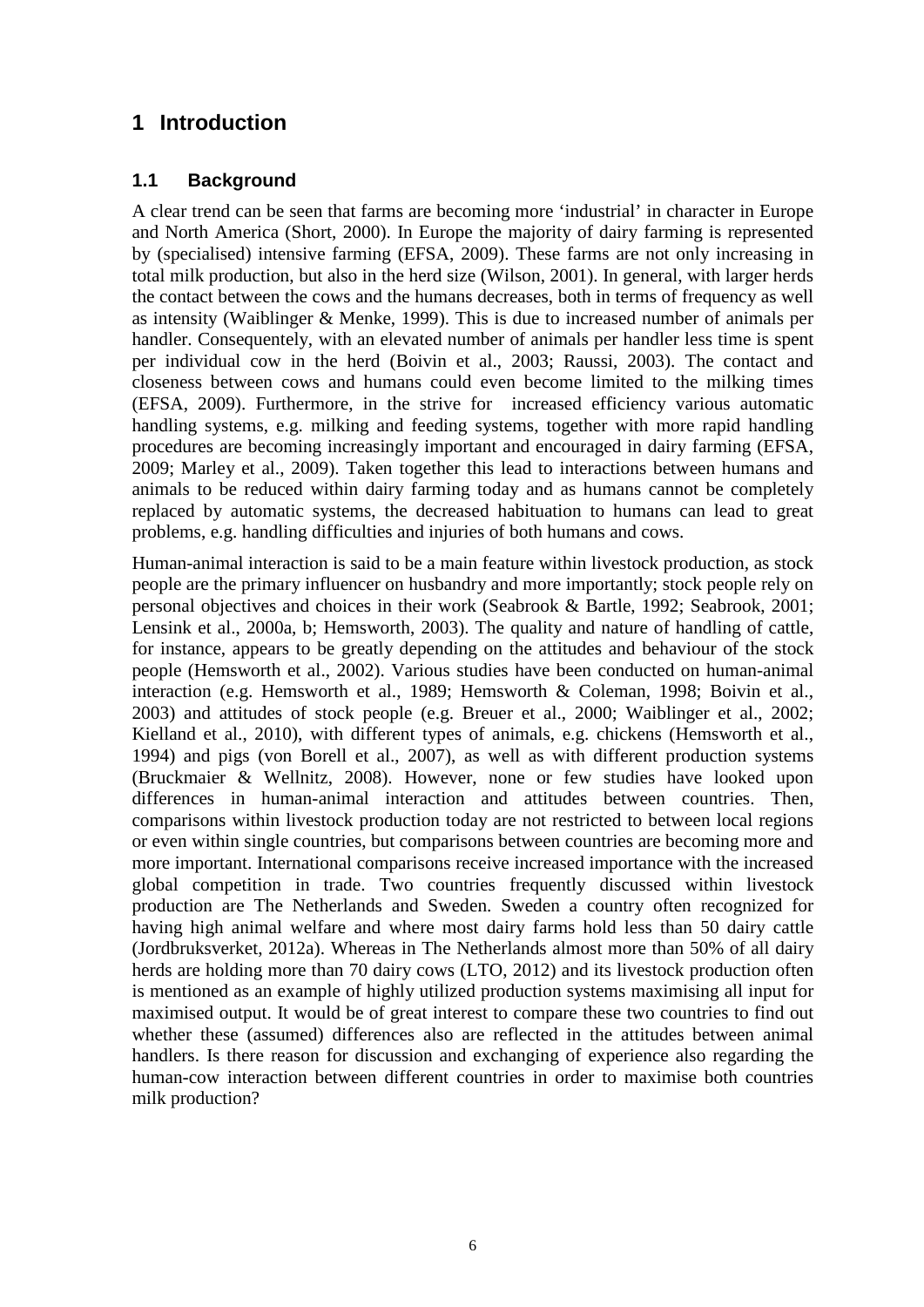# 1 Introduction

## 1.1 Background

A clear trend can be seen that farms are becoming more 'industrial' in character in Europe and North America (Short, 2000). In Europe the majority of dairy farming is represented by (specialised) intensive farming (EFSA, 2009). These farms are not only increasing in total milk production, but also in the herd size (Wilson, 2001). In general, with larger herds the contact between the cows and the humans decreases, both in terms of frequency as well as intensity (Waiblinger & Menke, 1999). This is due to increased number of animals per handler. Consequentely, with an elevated number of animals per handler less time is spent per individual cow in the herd (Boivin et al., 2003; Raussi, 2003). The contact and closeness between cows and humans could even become limited to the milking times (EFSA, 2009). Furthermore, in the strive for increased efficiency various automatic handling systems, e.g. milking and feeding systems, together with more rapid handling procedures are becoming increasingly important and encouraged in dairy farming (EFSA, 2009; Marley et al., 2009). Taken together this lead to interactions between humans and animals to be reduced within dairy farming today and as humans cannot be completely replaced by automatic systems, the decreased habituation to humans can lead to great problems, e.g. handling difficulties and injuries of both humans and cows.

Human-animal interaction is said to be a main feature within livestock production, as stock people are the primary influencer on husbandry and more importantly; stock people rely on personal objectives and choices in their work (Seabrook & Bartle, 1992; Seabrook, 2001; Lensink et al., 2000a, b; Hemsworth, 2003). The quality and nature of handling of cattle, for instance, appears to be greatly depending on the attitudes and behaviour of the stock people (Hemsworth et al., 2002). Various studies have been conducted on human-animal interaction (e.g. Hemsworth et al., 1989; Hemsworth & Coleman, 1998; Boivin et al., 2003) and attitudes of stock people (e.g. Breuer et al., 2000; Waiblinger et al., 2002; Kielland et al., 2010), with different types of animals, e.g. chickens (Hemsworth et al., 1994) and pigs (von Borell et al., 2007), as well as with different production systems (Bruckmaier & Wellnitz, 2008). However, none or few studies have looked upon differences in human-animal interaction and attitudes between countries. Then, comparisons within livestock production today are not restricted to between local regions or even within single countries, but comparisons between countries are becoming more and more important. International comparisons receive increased importance with the increased global competition in trade. Two countries frequently discussed within livestock production are The Netherlands and Sweden. Sweden a country often recognized for having high animal welfare and where most dairy farms hold less than 50 dairy cattle (Jordbruksverket, 2012a). Whereas in The Netherlands almost more than 50% of all dairy herds are holding more than 70 dairy cows (LTO, 2012) and its livestock production often is mentioned as an example of highly utilized production systems maximising all input for maximised output. It would be of great interest to compare these two countries to find out whether these (assumed) differences also are reflected in the attitudes between animal handlers. Is there reason for discussion and exchanging of experience also regarding the human-cow interaction between different countries in order to maximise both countries milk production?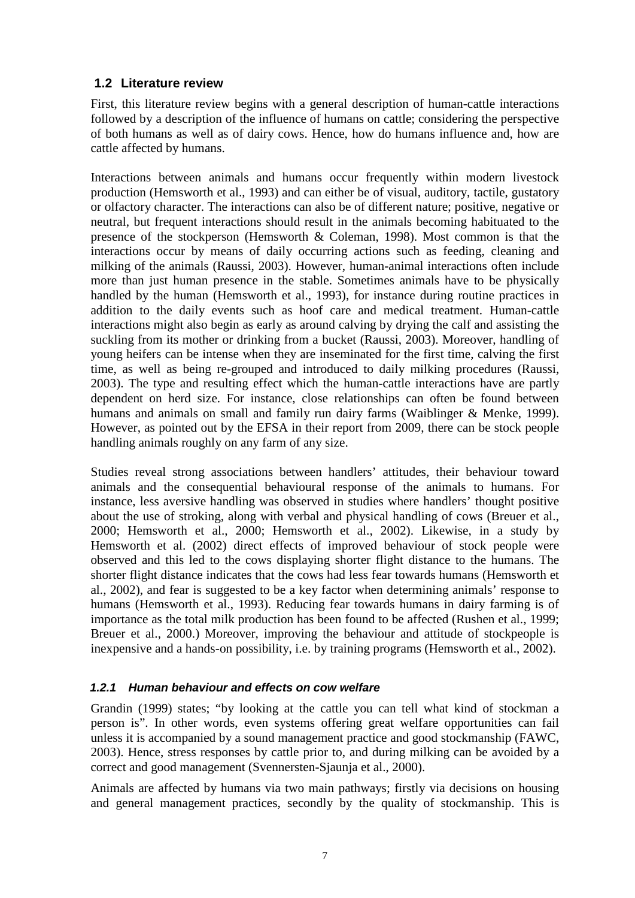## 1.2 Literature review

First, this literature review begins with a general description of human-cattle interactions followed by a description of the influence of humans on cattle; considering the perspective of both humans as well as of dairy cows. Hence, how do humans influence and, how are cattle affected by humans.

Interactions between animals and humans occur frequently within modern livestock production (Hemsworth et al., 1993) and can either be of visual, auditory, tactile, gustatory or olfactory character. The interactions can also be of different nature; positive, negative or neutral, but frequent interactions should result in the animals becoming habituated to the presence of the stockperson (Hemsworth & Coleman, 1998). Most common is that the interactions occur by means of daily occurring actions such as feeding, cleaning and milking of the animals (Raussi, 2003). However, human-animal interactions often include more than just human presence in the stable. Sometimes animals have to be physically handled by the human (Hemsworth et al., 1993), for instance during routine practices in addition to the daily events such as hoof care and medical treatment. Human-cattle interactions might also begin as early as around calving by drying the calf and assisting the suckling from its mother or drinking from a bucket (Raussi, 2003). Moreover, handling of young heifers can be intense when they are inseminated for the first time, calving the first time, as well as being re-grouped and introduced to daily milking procedures (Raussi, 2003). The type and resulting effect which the human-cattle interactions have are partly dependent on herd size. For instance, close relationships can often be found between humans and animals on small and family run dairy farms (Waiblinger & Menke, 1999). However, as pointed out by the EFSA in their report from 2009, there can be stock people handling animals roughly on any farm of any size.

Studies reveal strong associations between handlers' attitudes, their behaviour toward animals and the consequential behavioural response of the animals to humans. For instance, less aversive handling was observed in studies where handlers' thought positive about the use of stroking, along with verbal and physical handling of cows (Breuer et al., 2000; Hemsworth et al., 2000; Hemsworth et al., 2002). Likewise, in a study by Hemsworth et al. (2002) direct effects of improved behaviour of stock people were observed and this led to the cows displaying shorter flight distance to the humans. The shorter flight distance indicates that the cows had less fear towards humans (Hemsworth et al., 2002), and fear is suggested to be a key factor when determining animals' response to humans (Hemsworth et al., 1993). Reducing fear towards humans in dairy farming is of importance as the total milk production has been found to be affected (Rushen et al., 1999; Breuer et al., 2000.) Moreover, improving the behaviour and attitude of stockpeople is inexpensive and a hands-on possibility, i.e. by training programs (Hemsworth et al., 2002).

### *1.2.1 Human behaviour and effects on cow welfare*

Grandin (1999) states; "by looking at the cattle you can tell what kind of stockman a person is". In other words, even systems offering great welfare opportunities can fail unless it is accompanied by a sound management practice and good stockmanship (FAWC, 2003). Hence, stress responses by cattle prior to, and during milking can be avoided by a correct and good management (Svennersten-Sjaunja et al., 2000).

Animals are affected by humans via two main pathways; firstly via decisions on housing and general management practices, secondly by the quality of stockmanship. This is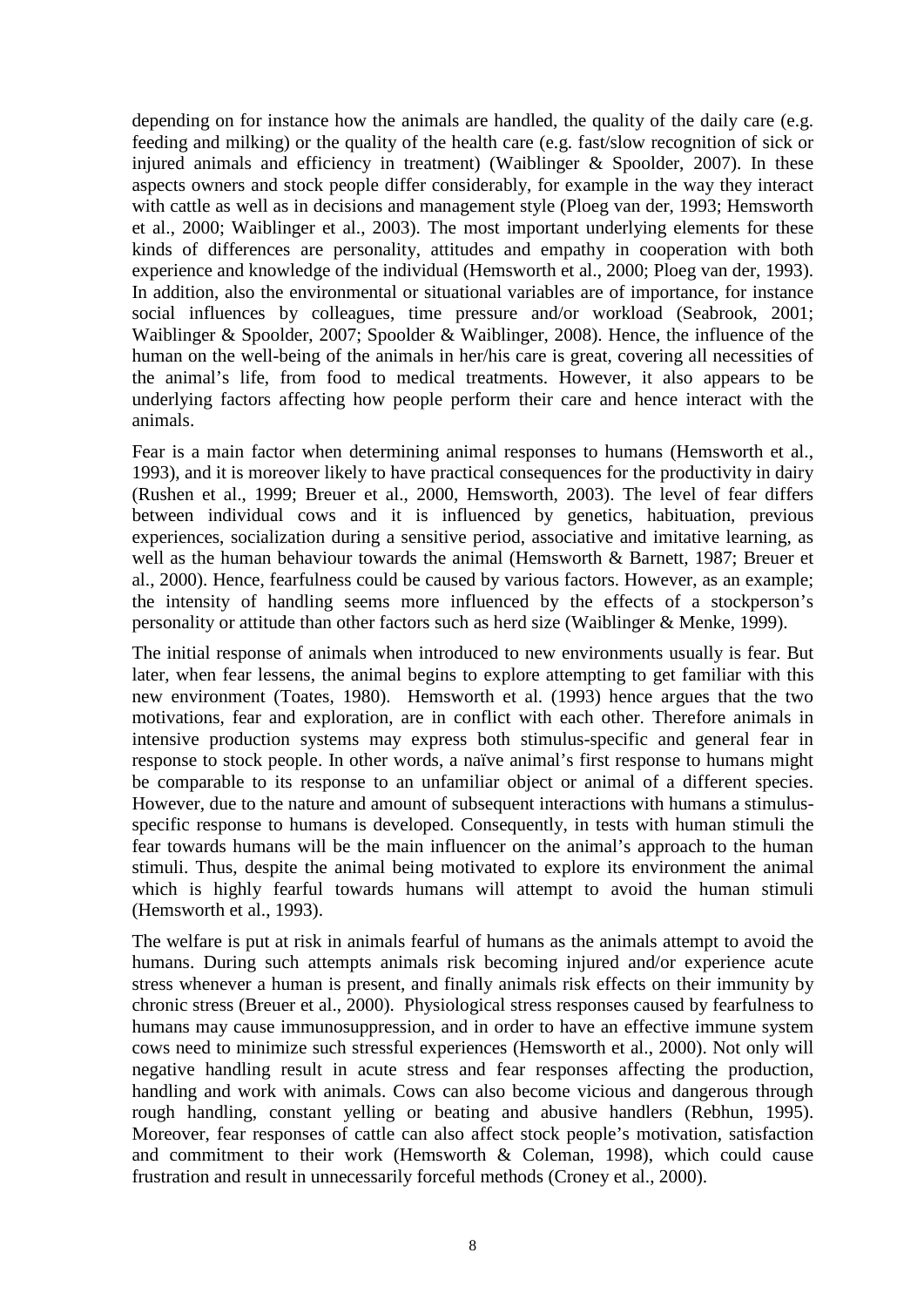depending on for instance how the animals are handled, the quality of the daily care (e.g. feeding and milking) or the quality of the health care (e.g. fast/slow recognition of sick or injured animals and efficiency in treatment) (Waiblinger & Spoolder, 2007). In these aspects owners and stock people differ considerably, for example in the way they interact with cattle as well as in decisions and management style (Ploeg van der, 1993; Hemsworth et al., 2000; Waiblinger et al., 2003). The most important underlying elements for these kinds of differences are personality, attitudes and empathy in cooperation with both experience and knowledge of the individual (Hemsworth et al., 2000; Ploeg van der, 1993). In addition, also the environmental or situational variables are of importance, for instance social influences by colleagues, time pressure and/or workload (Seabrook, 2001; Waiblinger & Spoolder, 2007; Spoolder & Waiblinger, 2008). Hence, the influence of the human on the well-being of the animals in her/his care is great, covering all necessities of the animal's life, from food to medical treatments. However, it also appears to be underlying factors affecting how people perform their care and hence interact with the animals.

Fear is a main factor when determining animal responses to humans (Hemsworth et al., 1993), and it is moreover likely to have practical consequences for the productivity in dairy (Rushen et al., 1999; Breuer et al., 2000, Hemsworth, 2003). The level of fear differs between individual cows and it is influenced by genetics, habituation, previous experiences, socialization during a sensitive period, associative and imitative learning, as well as the human behaviour towards the animal (Hemsworth & Barnett, 1987; Breuer et al., 2000). Hence, fearfulness could be caused by various factors. However, as an example; the intensity of handling seems more influenced by the effects of a stockperson's personality or attitude than other factors such as herd size (Waiblinger & Menke, 1999).

The initial response of animals when introduced to new environments usually is fear. But later, when fear lessens, the animal begins to explore attempting to get familiar with this new environment (Toates, 1980). Hemsworth et al. (1993) hence argues that the two motivations, fear and exploration, are in conflict with each other. Therefore animals in intensive production systems may express both stimulus-specific and general fear in response to stock people. In other words, a naïve animal's first response to humans might be comparable to its response to an unfamiliar object or animal of a different species. However, due to the nature and amount of subsequent interactions with humans a stimulus-specific response to humans is developed. Consequently, in tests with human stimuli the fear towards humans will be the main influencer on the animal's approach to the human stimuli. Thus, despite the animal being motivated to explore its environment the animal which is highly fearful towards humans will attempt to avoid the human stimuli (Hemsworth et al., 1993).

The welfare is put at risk in animals fearful of humans as the animals attempt to avoid the humans. During such attempts animals risk becoming injured and/or experience acute stress whenever a human is present, and finally animals risk effects on their immunity by chronic stress (Breuer et al., 2000). Physiological stress responses caused by fearfulness to humans may cause immunosuppression, and in order to have an effective immune system cows need to minimize such stressful experiences (Hemsworth et al., 2000). Not only will negative handling result in acute stress and fear responses affecting the production, handling and work with animals. Cows can also become vicious and dangerous through rough handling, constant yelling or beating and abusive handlers (Rebhun, 1995). Moreover, fear responses of cattle can also affect stock people's motivation, satisfaction and commitment to their work (Hemsworth & Coleman, 1998), which could cause frustration and result in unnecessarily forceful methods (Croney et al., 2000).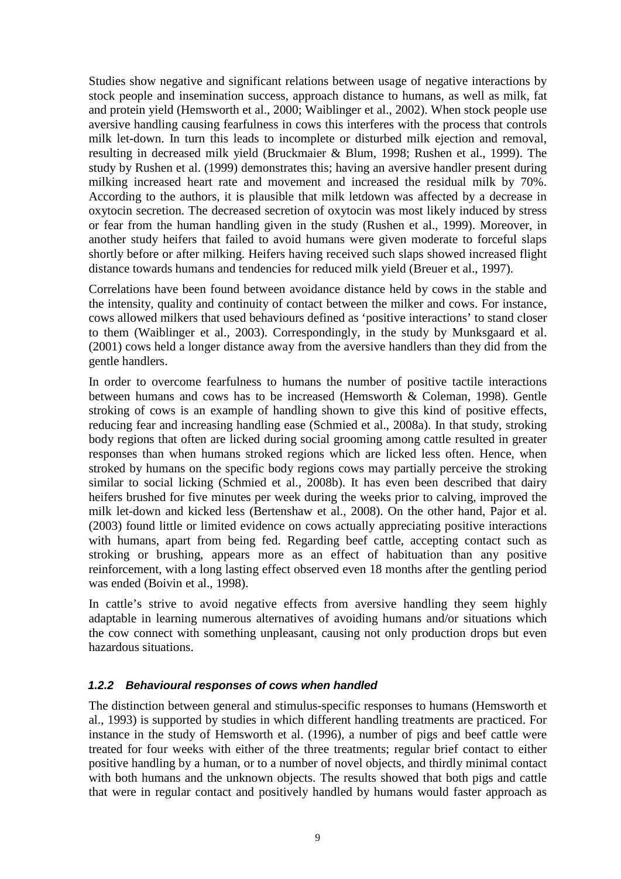Studies show negative and significant relations between usage of negative interactions by stock people and insemination success, approach distance to humans, as well as milk, fat and protein yield (Hemsworth et al., 2000; Waiblinger et al., 2002). When stock people use aversive handling causing fearfulness in cows this interferes with the process that controls milk let-down. In turn this leads to incomplete or disturbed milk ejection and removal, resulting in decreased milk yield (Bruckmaier & Blum, 1998; Rushen et al., 1999). The study by Rushen et al. (1999) demonstrates this; having an aversive handler present during milking increased heart rate and movement and increased the residual milk by 70%. According to the authors, it is plausible that milk letdown was affected by a decrease in oxytocin secretion. The decreased secretion of oxytocin was most likely induced by stress or fear from the human handling given in the study (Rushen et al., 1999). Moreover, in another study heifers that failed to avoid humans were given moderate to forceful slaps shortly before or after milking. Heifers having received such slaps showed increased flight distance towards humans and tendencies for reduced milk yield (Breuer et al., 1997).

Correlations have been found between avoidance distance held by cows in the stable and the intensity, quality and continuity of contact between the milker and cows. For instance, cows allowed milkers that used behaviours defined as 'positive interactions' to stand closer to them (Waiblinger et al., 2003). Correspondingly, in the study by Munksgaard et al. (2001) cows held a longer distance away from the aversive handlers than they did from the gentle handlers.

In order to overcome fearfulness to humans the number of positive tactile interactions between humans and cows has to be increased (Hemsworth & Coleman, 1998). Gentle stroking of cows is an example of handling shown to give this kind of positive effects, reducing fear and increasing handling ease (Schmied et al., 2008a). In that study, stroking body regions that often are licked during social grooming among cattle resulted in greater responses than when humans stroked regions which are licked less often. Hence, when stroked by humans on the specific body regions cows may partially perceive the stroking similar to social licking (Schmied et al., 2008b). It has even been described that dairy heifers brushed for five minutes per week during the weeks prior to calving, improved the milk let-down and kicked less (Bertenshaw et al., 2008). On the other hand, Pajor et al. (2003) found little or limited evidence on cows actually appreciating positive interactions with humans, apart from being fed. Regarding beef cattle, accepting contact such as stroking or brushing, appears more as an effect of habituation than any positive reinforcement, with a long lasting effect observed even 18 months after the gentling period was ended (Boivin et al., 1998).

In cattle's strive to avoid negative effects from aversive handling they seem highly adaptable in learning numerous alternatives of avoiding humans and/or situations which the cow connect with something unpleasant, causing not only production drops but even hazardous situations.

### 1.2.2 Behavioural responses of cows when handled

The distinction between general and stimulus-specific responses to humans (Hemsworth et al., 1993) is supported by studies in which different handling treatments are practiced. For instance in the study of Hemsworth et al. (1996), a number of pigs and beef cattle were treated for four weeks with either of the three treatments; regular brief contact to either positive handling by a human, or to a number of novel objects, and thirdly minimal contact with both humans and the unknown objects. The results showed that both pigs and cattle that were in regular contact and positively handled by humans would faster approach as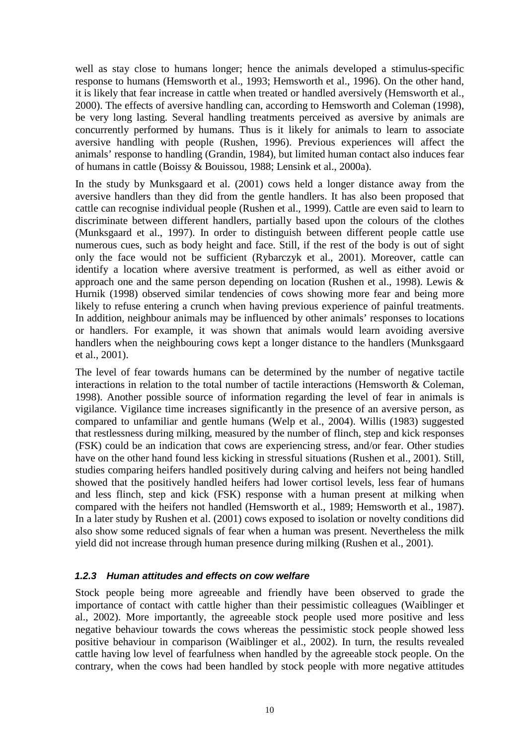well as stay close to humans longer; hence the animals developed a stimulus-specific response to humans (Hemsworth et al., 1993; Hemsworth et al., 1996). On the other hand, it is likely that fear increase in cattle when treated or handled aversively (Hemsworth et al., 2000). The effects of aversive handling can, according to Hemsworth and Coleman (1998), be very long lasting. Several handling treatments perceived as aversive by animals are concurrently performed by humans. Thus is it likely for animals to learn to associate aversive handling with people (Rushen, 1996). Previous experiences will affect the animals' response to handling (Grandin, 1984), but limited human contact also induces fear of humans in cattle (Boissy & Bouissou, 1988; Lensink et al., 2000a).

In the study by Munksgaard et al. (2001) cows held a longer distance away from the aversive handlers than they did from the gentle handlers. It has also been proposed that cattle can recognise individual people (Rushen et al., 1999). Cattle are even said to learn to discriminate between different handlers, partially based upon the colours of the clothes (Munksgaard et al., 1997). In order to distinguish between different people cattle use numerous cues, such as body height and face. Still, if the rest of the body is out of sight only the face would not be sufficient (Rybarczyk et al., 2001). Moreover, cattle can identify a location where aversive treatment is performed, as well as either avoid or approach one and the same person depending on location (Rushen et al., 1998). Lewis & Hurnik (1998) observed similar tendencies of cows showing more fear and being more likely to refuse entering a crunch when having previous experience of painful treatments. In addition, neighbour animals may be influenced by other animals' responses to locations or handlers. For example, it was shown that animals would learn avoiding aversive handlers when the neighbouring cows kept a longer distance to the handlers (Munksgaard et al., 2001).

The level of fear towards humans can be determined by the number of negative tactile interactions in relation to the total number of tactile interactions (Hemsworth & Coleman, 1998). Another possible source of information regarding the level of fear in animals is vigilance. Vigilance time increases significantly in the presence of an aversive person, as compared to unfamiliar and gentle humans (Welp et al., 2004). Willis (1983) suggested that restlessness during milking, measured by the number of flinch, step and kick responses (FSK) could be an indication that cows are experiencing stress, and/or fear. Other studies have on the other hand found less kicking in stressful situations (Rushen et al., 2001). Still, studies comparing heifers handled positively during calving and heifers not being handled showed that the positively handled heifers had lower cortisol levels, less fear of humans and less flinch, step and kick (FSK) response with a human present at milking when compared with the heifers not handled (Hemsworth et al., 1989; Hemsworth et al., 1987). In a later study by Rushen et al. (2001) cows exposed to isolation or novelty conditions did also show some reduced signals of fear when a human was present. Nevertheless the milk yield did not increase through human presence during milking (Rushen et al., 2001).

### *1.2.3 Human attitudes and effects on cow welfare*

Stock people being more agreeable and friendly have been observed to grade the importance of contact with cattle higher than their pessimistic colleagues (Waiblinger et al., 2002). More importantly, the agreeable stock people used more positive and less negative behaviour towards the cows whereas the pessimistic stock people showed less positive behaviour in comparison (Waiblinger et al., 2002). In turn, the results revealed cattle having low level of fearfulness when handled by the agreeable stock people. On the contrary, when the cows had been handled by stock people with more negative attitudes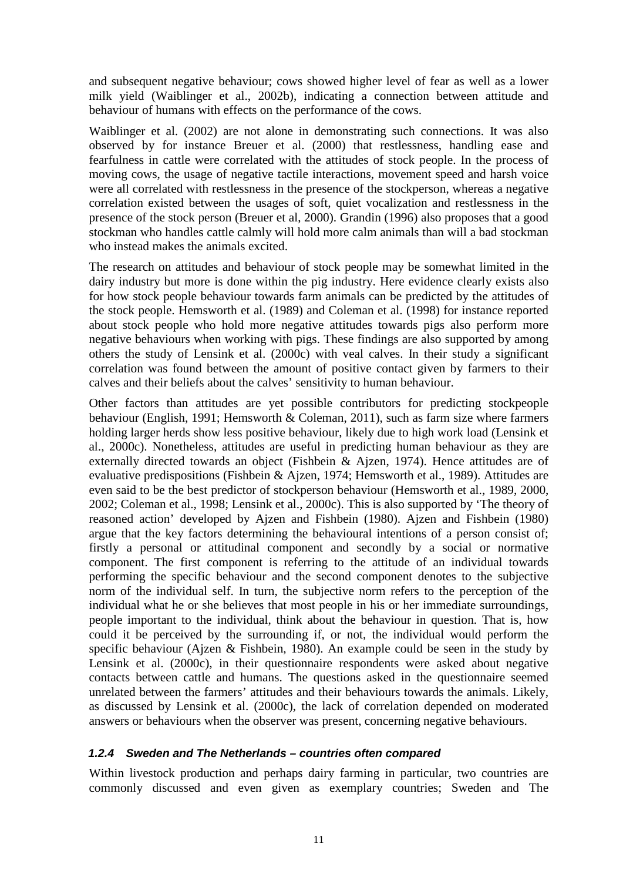and subsequent negative behaviour; cows showed higher level of fear as well as a lower milk yield (Waiblinger et al., 2002b), indicating a connection between attitude and behaviour of humans with effects on the performance of the cows.

Waiblinger et al. (2002) are not alone in demonstrating such connections. It was also observed by for instance Breuer et al. (2000) that restlessness, handling ease and fearfulness in cattle were correlated with the attitudes of stock people. In the process of moving cows, the usage of negative tactile interactions, movement speed and harsh voice were all correlated with restlessness in the presence of the stockperson, whereas a negative correlation existed between the usages of soft, quiet vocalization and restlessness in the presence of the stock person (Breuer et al, 2000). Grandin (1996) also proposes that a good stockman who handles cattle calmly will hold more calm animals than will a bad stockman who instead makes the animals excited.

The research on attitudes and behaviour of stock people may be somewhat limited in the dairy industry but more is done within the pig industry. Here evidence clearly exists also for how stock people behaviour towards farm animals can be predicted by the attitudes of the stock people. Hemsworth et al. (1989) and Coleman et al. (1998) for instance reported about stock people who hold more negative attitudes towards pigs also perform more negative behaviours when working with pigs. These findings are also supported by among others the study of Lensink et al. (2000c) with veal calves. In their study a significant correlation was found between the amount of positive contact given by farmers to their calves and their beliefs about the calves' sensitivity to human behaviour.

Other factors than attitudes are yet possible contributors for predicting stockpeople behaviour (English, 1991; Hemsworth & Coleman, 2011), such as farm size where farmers holding larger herds show less positive behaviour, likely due to high work load (Lensink et al., 2000c). Nonetheless, attitudes are useful in predicting human behaviour as they are externally directed towards an object (Fishbein & Ajzen, 1974). Hence attitudes are of evaluative predispositions (Fishbein & Ajzen, 1974; Hemsworth et al., 1989). Attitudes are even said to be the best predictor of stockperson behaviour (Hemsworth et al., 1989, 2000, 2002; Coleman et al., 1998; Lensink et al., 2000c). This is also supported by 'The theory of reasoned action' developed by Ajzen and Fishbein (1980). Ajzen and Fishbein (1980) argue that the key factors determining the behavioural intentions of a person consist of; firstly a personal or attitudinal component and secondly by a social or normative component. The first component is referring to the attitude of an individual towards performing the specific behaviour and the second component denotes to the subjective norm of the individual self. In turn, the subjective norm refers to the perception of the individual what he or she believes that most people in his or her immediate surroundings, people important to the individual, think about the behaviour in question. That is, how could it be perceived by the surrounding if, or not, the individual would perform the specific behaviour (Ajzen & Fishbein, 1980). An example could be seen in the study by Lensink et al. (2000c), in their questionnaire respondents were asked about negative contacts between cattle and humans. The questions asked in the questionnaire seemed unrelated between the farmers' attitudes and their behaviours towards the animals. Likely, as discussed by Lensink et al. (2000c), the lack of correlation depended on moderated answers or behaviours when the observer was present, concerning negative behaviours.

### *1.2.4 Sweden and The Netherlands – countries often compared*

Within livestock production and perhaps dairy farming in particular, two countries are commonly discussed and even given as exemplary countries; Sweden and The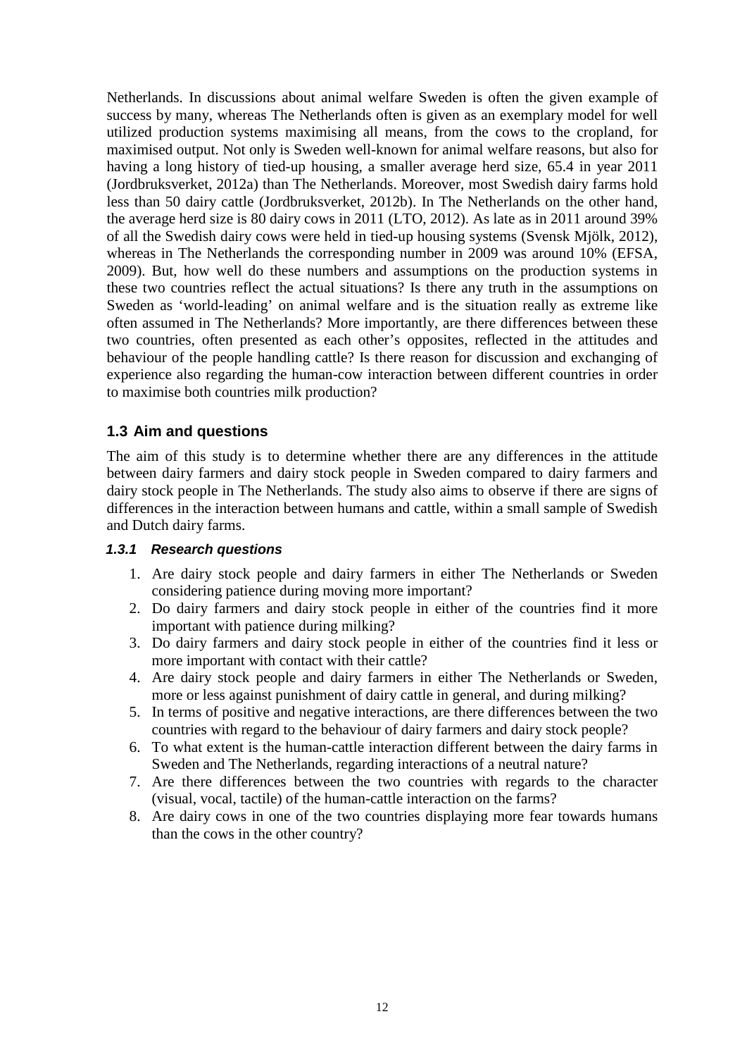Netherlands. In discussions about animal welfare Sweden is often the given example of success by many, whereas The Netherlands often is given as an exemplary model for well utilized production systems maximising all means, from the cows to the cropland, for maximised output. Not only is Sweden well-known for animal welfare reasons, but also for having a long history of tied-up housing, a smaller average herd size, 65.4 in year 2011 (Jordbruksverket, 2012a) than The Netherlands. Moreover, most Swedish dairy farms hold less than 50 dairy cattle (Jordbruksverket, 2012b). In The Netherlands on the other hand, the average herd size is 80 dairy cows in 2011 (LTO, 2012). As late as in 2011 around 39% of all the Swedish dairy cows were held in tied-up housing systems (Svensk Mjölk, 2012), whereas in The Netherlands the corresponding number in 2009 was around 10% (EFSA, 2009). But, how well do these numbers and assumptions on the production systems in these two countries reflect the actual situations? Is there any truth in the assumptions on Sweden as 'world-leading' on animal welfare and is the situation really as extreme like often assumed in The Netherlands? More importantly, are there differences between these two countries, often presented as each other's opposites, reflected in the attitudes and behaviour of the people handling cattle? Is there reason for discussion and exchanging of experience also regarding the human-cow interaction between different countries in order to maximise both countries milk production?

## 1.3 Aim and questions

The aim of this study is to determine whether there are any differences in the attitude between dairy farmers and dairy stock people in Sweden compared to dairy farmers and dairy stock people in The Netherlands. The study also aims to observe if there are signs of differences in the interaction between humans and cattle, within a small sample of Swedish and Dutch dairy farms.

### *1.3.1 Research questions*

1. Are dairy stock people and dairy farmers in either The Netherlands or Sweden considering patience during moving more important?
2. Do dairy farmers and dairy stock people in either of the countries find it more important with patience during milking?
3. Do dairy farmers and dairy stock people in either of the countries find it less or more important with contact with their cattle?
4. Are dairy stock people and dairy farmers in either The Netherlands or Sweden, more or less against punishment of dairy cattle in general, and during milking?
5. In terms of positive and negative interactions, are there differences between the two countries with regard to the behaviour of dairy farmers and dairy stock people?
6. To what extent is the human-cattle interaction different between the dairy farms in Sweden and The Netherlands, regarding interactions of a neutral nature?
7. Are there differences between the two countries with regards to the character (visual, vocal, tactile) of the human-cattle interaction on the farms?
8. Are dairy cows in one of the two countries displaying more fear towards humans than the cows in the other country?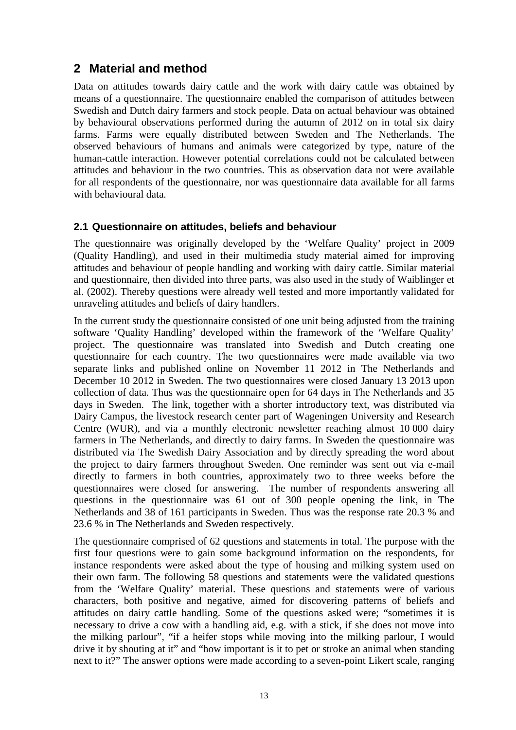# 2 Material and method

Data on attitudes towards dairy cattle and the work with dairy cattle was obtained by means of a questionnaire. The questionnaire enabled the comparison of attitudes between Swedish and Dutch dairy farmers and stock people. Data on actual behaviour was obtained by behavioural observations performed during the autumn of 2012 on in total six dairy farms. Farms were equally distributed between Sweden and The Netherlands. The observed behaviours of humans and animals were categorized by type, nature of the human-cattle interaction. However potential correlations could not be calculated between attitudes and behaviour in the two countries. This as observation data not were available for all respondents of the questionnaire, nor was questionnaire data available for all farms with behavioural data.

## 2.1 Questionnaire on attitudes, beliefs and behaviour

The questionnaire was originally developed by the 'Welfare Quality' project in 2009 (Quality Handling), and used in their multimedia study material aimed for improving attitudes and behaviour of people handling and working with dairy cattle. Similar material and questionnaire, then divided into three parts, was also used in the study of Waiblinger et al. (2002). Thereby questions were already well tested and more importantly validated for unraveling attitudes and beliefs of dairy handlers.

In the current study the questionnaire consisted of one unit being adjusted from the training software 'Quality Handling' developed within the framework of the 'Welfare Quality' project. The questionnaire was translated into Swedish and Dutch creating one questionnaire for each country. The two questionnaires were made available via two separate links and published online on November 11 2012 in The Netherlands and December 10 2012 in Sweden. The two questionnaires were closed January 13 2013 upon collection of data. Thus was the questionnaire open for 64 days in The Netherlands and 35 days in Sweden. The link, together with a shorter introductory text, was distributed via Dairy Campus, the livestock research center part of Wageningen University and Research Centre (WUR), and via a monthly electronic newsletter reaching almost 10 000 dairy farmers in The Netherlands, and directly to dairy farms. In Sweden the questionnaire was distributed via The Swedish Dairy Association and by directly spreading the word about the project to dairy farmers throughout Sweden. One reminder was sent out via e-mail directly to farmers in both countries, approximately two to three weeks before the questionnaires were closed for answering. The number of respondents answering all questions in the questionnaire was 61 out of 300 people opening the link, in The Netherlands and 38 of 161 participants in Sweden. Thus was the response rate 20.3 % and 23.6 % in The Netherlands and Sweden respectively.

The questionnaire comprised of 62 questions and statements in total. The purpose with the first four questions were to gain some background information on the respondents, for instance respondents were asked about the type of housing and milking system used on their own farm. The following 58 questions and statements were the validated questions from the 'Welfare Quality' material. These questions and statements were of various characters, both positive and negative, aimed for discovering patterns of beliefs and attitudes on dairy cattle handling. Some of the questions asked were; "sometimes it is necessary to drive a cow with a handling aid, e.g. with a stick, if she does not move into the milking parlour", "if a heifer stops while moving into the milking parlour, I would drive it by shouting at it" and "how important is it to pet or stroke an animal when standing next to it?" The answer options were made according to a seven-point Likert scale, ranging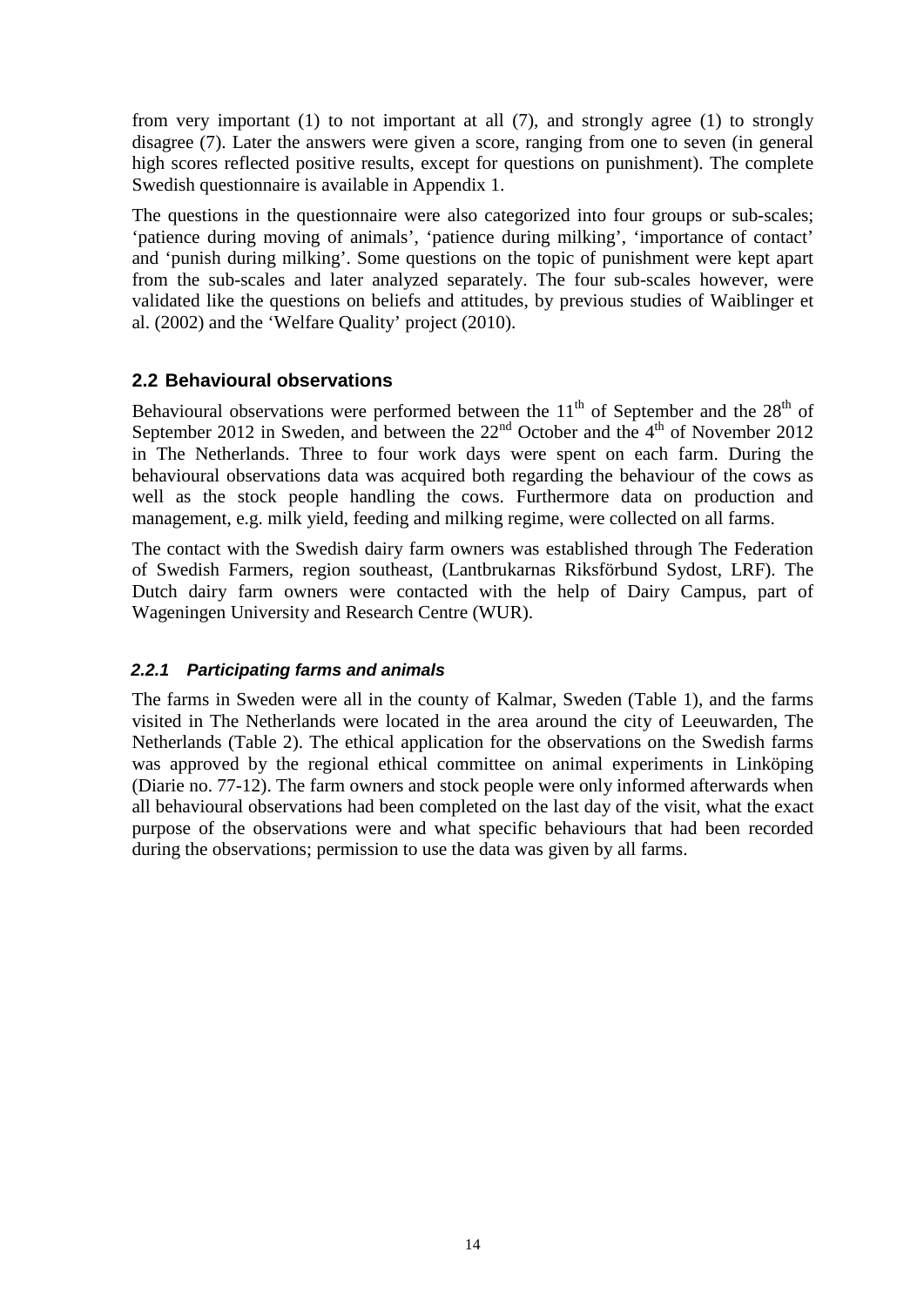from very important (1) to not important at all (7), and strongly agree (1) to strongly disagree (7). Later the answers were given a score, ranging from one to seven (in general high scores reflected positive results, except for questions on punishment). The complete Swedish questionnaire is available in Appendix 1.

The questions in the questionnaire were also categorized into four groups or sub-scales; 'patience during moving of animals', 'patience during milking', 'importance of contact' and 'punish during milking'. Some questions on the topic of punishment were kept apart from the sub-scales and later analyzed separately. The four sub-scales however, were validated like the questions on beliefs and attitudes, by previous studies of Waiblinger et al. (2002) and the 'Welfare Quality' project (2010).

## 2.2 Behavioural observations

Behavioural observations were performed between the 11th of September and the 28th of September 2012 in Sweden, and between the 22nd October and the 4th of November 2012 in The Netherlands. Three to four work days were spent on each farm. During the behavioural observations data was acquired both regarding the behaviour of the cows as well as the stock people handling the cows. Furthermore data on production and management, e.g. milk yield, feeding and milking regime, were collected on all farms.

The contact with the Swedish dairy farm owners was established through The Federation of Swedish Farmers, region southeast, (Lantbrukarnas Riksförbund Sydost, LRF). The Dutch dairy farm owners were contacted with the help of Dairy Campus, part of Wageningen University and Research Centre (WUR).

### *2.2.1 Participating farms and animals*

The farms in Sweden were all in the county of Kalmar, Sweden (Table 1), and the farms visited in The Netherlands were located in the area around the city of Leeuwarden, The Netherlands (Table 2). The ethical application for the observations on the Swedish farms was approved by the regional ethical committee on animal experiments in Linköping (Diarie no. 77-12). The farm owners and stock people were only informed afterwards when all behavioural observations had been completed on the last day of the visit, what the exact purpose of the observations were and what specific behaviours that had been recorded during the observations; permission to use the data was given by all farms.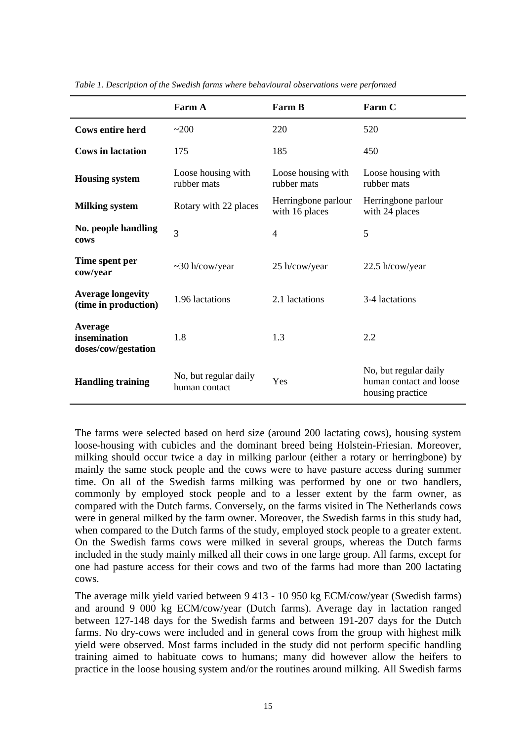*Table 1. Description of the Swedish farms where behavioural observations were performed*

| | Farm A | Farm B | Farm C |
|---|---|---|---|
| **Cows entire herd** | ~200 | 220 | 520 |
| **Cows in lactation** | 175 | 185 | 450 |
| **Housing system** | Loose housing with rubber mats | Loose housing with rubber mats | Loose housing with rubber mats |
| **Milking system** | Rotary with 22 places | Herringbone parlour with 16 places | Herringbone parlour with 24 places |
| **No. people handling cows** | 3 | 4 | 5 |
| **Time spent per cow/year** | ~30 h/cow/year | 25 h/cow/year | 22.5 h/cow/year |
| **Average longevity (time in production)** | 1.96 lactations | 2.1 lactations | 3-4 lactations |
| **Average insemination doses/cow/gestation** | 1.8 | 1.3 | 2.2 |
| **Handling training** | No, but regular daily human contact | Yes | No, but regular daily human contact and loose housing practice |

The farms were selected based on herd size (around 200 lactating cows), housing system loose-housing with cubicles and the dominant breed being Holstein-Friesian. Moreover, milking should occur twice a day in milking parlour (either a rotary or herringbone) by mainly the same stock people and the cows were to have pasture access during summer time. On all of the Swedish farms milking was performed by one or two handlers, commonly by employed stock people and to a lesser extent by the farm owner, as compared with the Dutch farms. Conversely, on the farms visited in The Netherlands cows were in general milked by the farm owner. Moreover, the Swedish farms in this study had, when compared to the Dutch farms of the study, employed stock people to a greater extent. On the Swedish farms cows were milked in several groups, whereas the Dutch farms included in the study mainly milked all their cows in one large group. All farms, except for one had pasture access for their cows and two of the farms had more than 200 lactating cows.

The average milk yield varied between 9 413 - 10 950 kg ECM/cow/year (Swedish farms) and around 9 000 kg ECM/cow/year (Dutch farms). Average day in lactation ranged between 127-148 days for the Swedish farms and between 191-207 days for the Dutch farms. No dry-cows were included and in general cows from the group with highest milk yield were observed. Most farms included in the study did not perform specific handling training aimed to habituate cows to humans; many did however allow the heifers to practice in the loose housing system and/or the routines around milking. All Swedish farms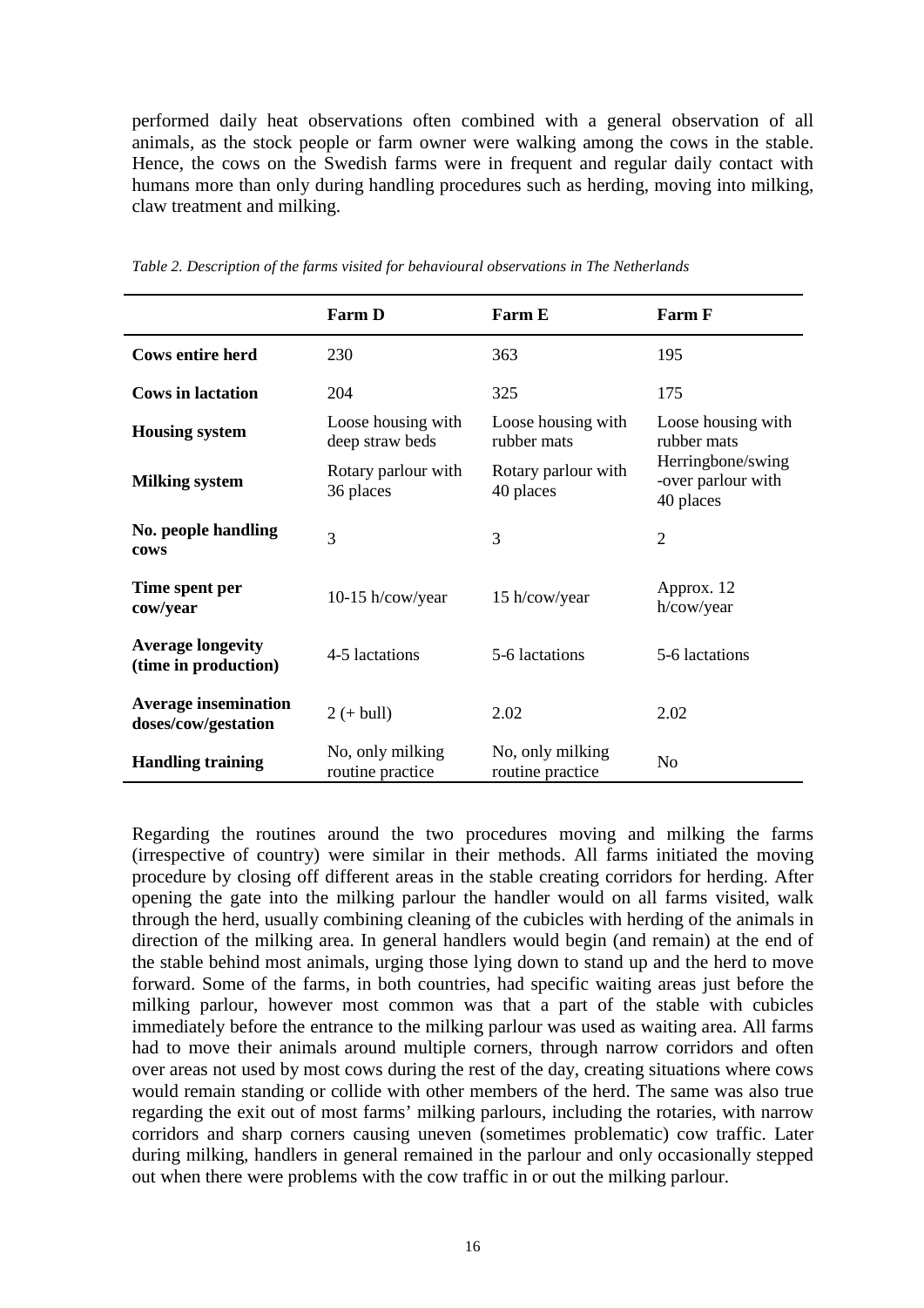performed daily heat observations often combined with a general observation of all animals, as the stock people or farm owner were walking among the cows in the stable. Hence, the cows on the Swedish farms were in frequent and regular daily contact with humans more than only during handling procedures such as herding, moving into milking, claw treatment and milking.

*Table 2. Description of the farms visited for behavioural observations in The Netherlands*

| | **Farm D** | **Farm E** | **Farm F** |
|---|---|---|---|
| **Cows entire herd** | 230 | 363 | 195 |
| **Cows in lactation** | 204 | 325 | 175 |
| **Housing system** | Loose housing with deep straw beds | Loose housing with rubber mats | Loose housing with rubber mats |
| **Milking system** | Rotary parlour with 36 places | Rotary parlour with 40 places | Herringbone/swing -over parlour with 40 places |
| **No. people handling cows** | 3 | 3 | 2 |
| **Time spent per cow/year** | 10-15 h/cow/year | 15 h/cow/year | Approx. 12 h/cow/year |
| **Average longevity (time in production)** | 4-5 lactations | 5-6 lactations | 5-6 lactations |
| **Average insemination doses/cow/gestation** | 2 (+ bull) | 2.02 | 2.02 |
| **Handling training** | No, only milking routine practice | No, only milking routine practice | No |

Regarding the routines around the two procedures moving and milking the farms (irrespective of country) were similar in their methods. All farms initiated the moving procedure by closing off different areas in the stable creating corridors for herding. After opening the gate into the milking parlour the handler would on all farms visited, walk through the herd, usually combining cleaning of the cubicles with herding of the animals in direction of the milking area. In general handlers would begin (and remain) at the end of the stable behind most animals, urging those lying down to stand up and the herd to move forward. Some of the farms, in both countries, had specific waiting areas just before the milking parlour, however most common was that a part of the stable with cubicles immediately before the entrance to the milking parlour was used as waiting area. All farms had to move their animals around multiple corners, through narrow corridors and often over areas not used by most cows during the rest of the day, creating situations where cows would remain standing or collide with other members of the herd. The same was also true regarding the exit out of most farms' milking parlours, including the rotaries, with narrow corridors and sharp corners causing uneven (sometimes problematic) cow traffic. Later during milking, handlers in general remained in the parlour and only occasionally stepped out when there were problems with the cow traffic in or out the milking parlour.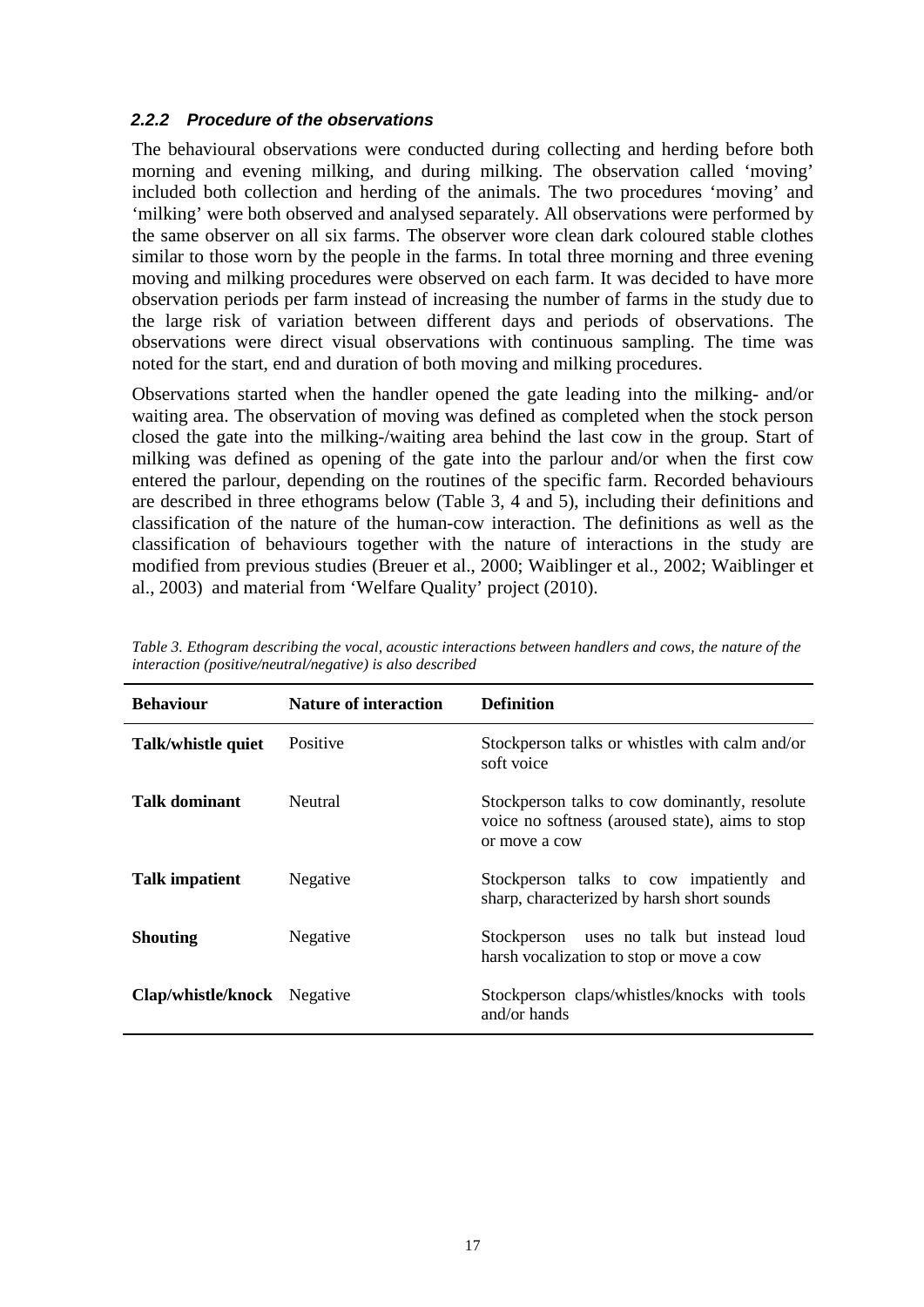### *2.2.2 Procedure of the observations*

The behavioural observations were conducted during collecting and herding before both morning and evening milking, and during milking. The observation called 'moving' included both collection and herding of the animals. The two procedures 'moving' and 'milking' were both observed and analysed separately. All observations were performed by the same observer on all six farms. The observer wore clean dark coloured stable clothes similar to those worn by the people in the farms. In total three morning and three evening moving and milking procedures were observed on each farm. It was decided to have more observation periods per farm instead of increasing the number of farms in the study due to the large risk of variation between different days and periods of observations. The observations were direct visual observations with continuous sampling. The time was noted for the start, end and duration of both moving and milking procedures.

Observations started when the handler opened the gate leading into the milking- and/or waiting area. The observation of moving was defined as completed when the stock person closed the gate into the milking-/waiting area behind the last cow in the group. Start of milking was defined as opening of the gate into the parlour and/or when the first cow entered the parlour, depending on the routines of the specific farm. Recorded behaviours are described in three ethograms below (Table 3, 4 and 5), including their definitions and classification of the nature of the human-cow interaction. The definitions as well as the classification of behaviours together with the nature of interactions in the study are modified from previous studies (Breuer et al., 2000; Waiblinger et al., 2002; Waiblinger et al., 2003) and material from 'Welfare Quality' project (2010).

*Table 3. Ethogram describing the vocal, acoustic interactions between handlers and cows, the nature of the interaction (positive/neutral/negative) is also described*

| Behaviour | Nature of interaction | Definition |
|---|---|---|
| **Talk/whistle quiet** | Positive | Stockperson talks or whistles with calm and/or soft voice |
| **Talk dominant** | Neutral | Stockperson talks to cow dominantly, resolute voice no softness (aroused state), aims to stop or move a cow |
| **Talk impatient** | Negative | Stockperson talks to cow impatiently and sharp, characterized by harsh short sounds |
| **Shouting** | Negative | Stockperson uses no talk but instead loud harsh vocalization to stop or move a cow |
| **Clap/whistle/knock** | Negative | Stockperson claps/whistles/knocks with tools and/or hands |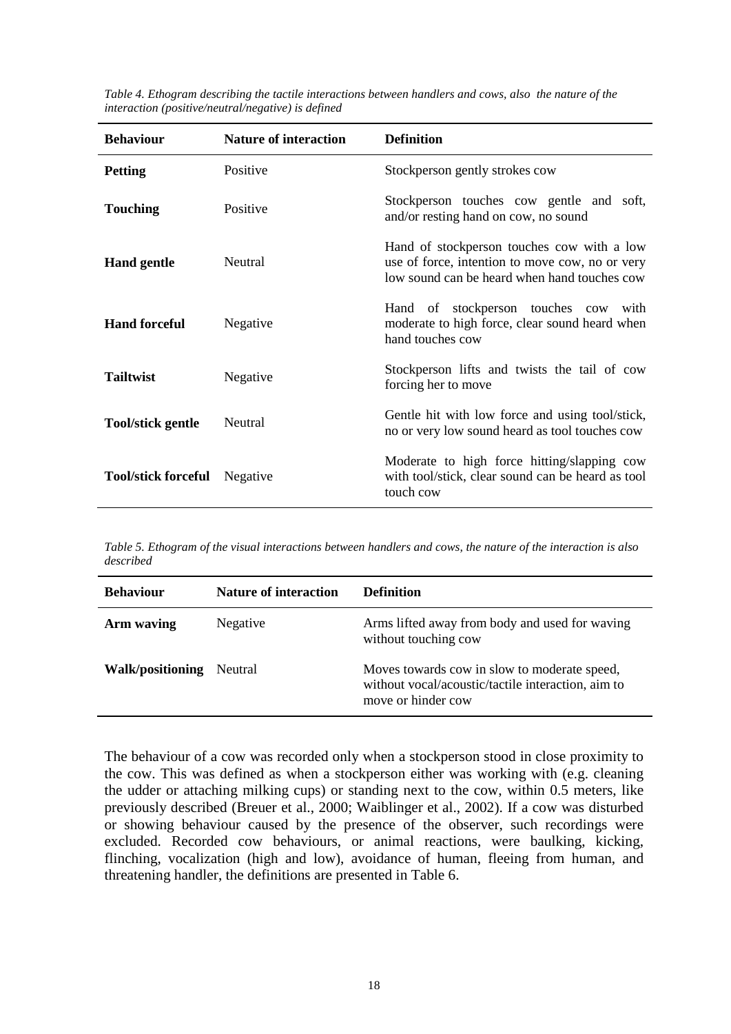*Table 4. Ethogram describing the tactile interactions between handlers and cows, also the nature of the interaction (positive/neutral/negative) is defined*

| Behaviour | Nature of interaction | Definition |
|---|---|---|
| **Petting** | Positive | Stockperson gently strokes cow |
| **Touching** | Positive | Stockperson touches cow gentle and soft, and/or resting hand on cow, no sound |
| **Hand gentle** | Neutral | Hand of stockperson touches cow with a low use of force, intention to move cow, no or very low sound can be heard when hand touches cow |
| **Hand forceful** | Negative | Hand of stockperson touches cow with moderate to high force, clear sound heard when hand touches cow |
| **Tailtwist** | Negative | Stockperson lifts and twists the tail of cow forcing her to move |
| **Tool/stick gentle** | Neutral | Gentle hit with low force and using tool/stick, no or very low sound heard as tool touches cow |
| **Tool/stick forceful** | Negative | Moderate to high force hitting/slapping cow with tool/stick, clear sound can be heard as tool touch cow |

*Table 5. Ethogram of the visual interactions between handlers and cows, the nature of the interaction is also described*

| Behaviour | Nature of interaction | Definition |
|---|---|---|
| **Arm waving** | Negative | Arms lifted away from body and used for waving without touching cow |
| **Walk/positioning** | Neutral | Moves towards cow in slow to moderate speed, without vocal/acoustic/tactile interaction, aim to move or hinder cow |

The behaviour of a cow was recorded only when a stockperson stood in close proximity to the cow. This was defined as when a stockperson either was working with (e.g. cleaning the udder or attaching milking cups) or standing next to the cow, within 0.5 meters, like previously described (Breuer et al., 2000; Waiblinger et al., 2002). If a cow was disturbed or showing behaviour caused by the presence of the observer, such recordings were excluded. Recorded cow behaviours, or animal reactions, were baulking, kicking, flinching, vocalization (high and low), avoidance of human, fleeing from human, and threatening handler, the definitions are presented in Table 6.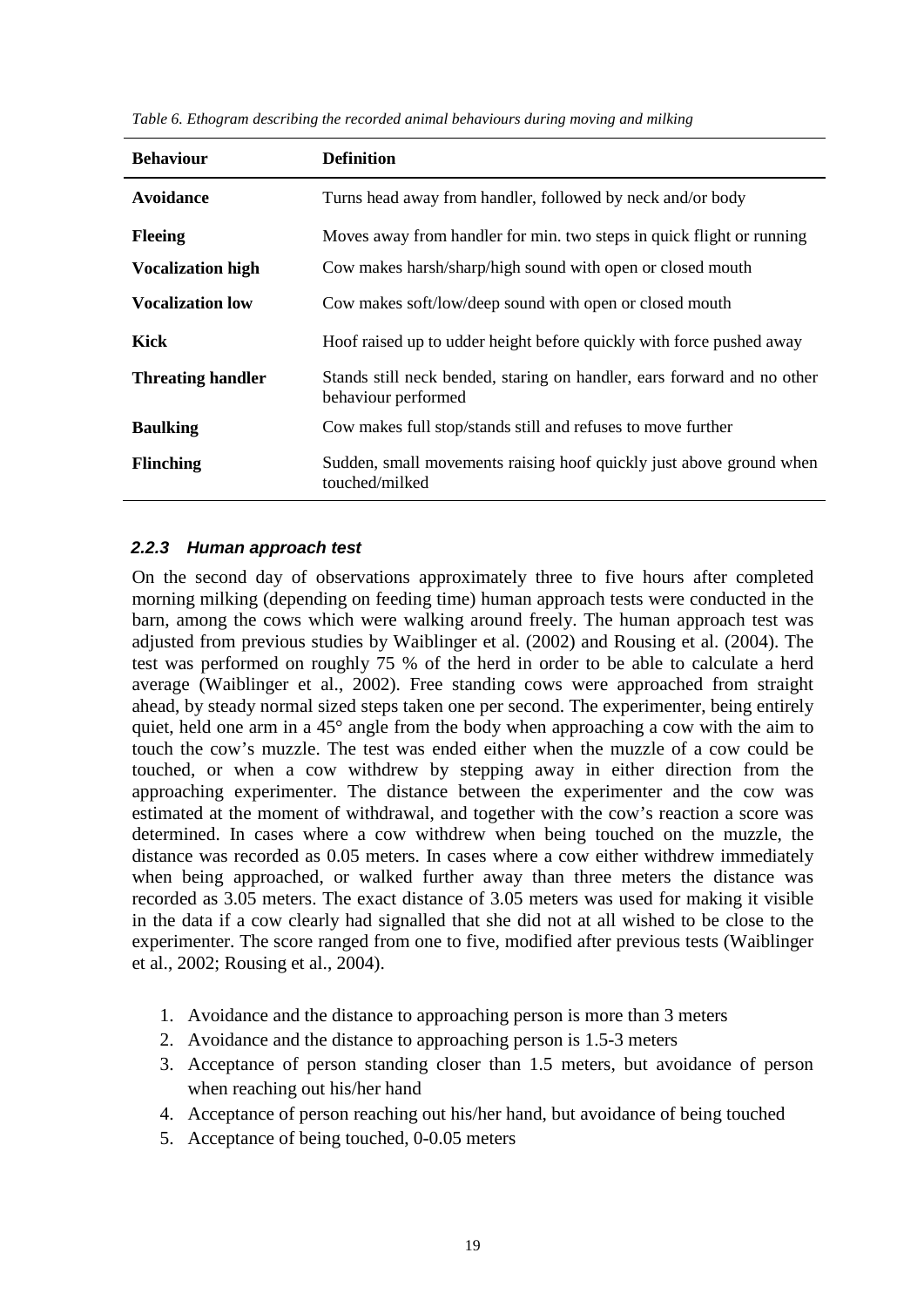*Table 6. Ethogram describing the recorded animal behaviours during moving and milking*

| Behaviour | Definition |
|---|---|
| **Avoidance** | Turns head away from handler, followed by neck and/or body |
| **Fleeing** | Moves away from handler for min. two steps in quick flight or running |
| **Vocalization high** | Cow makes harsh/sharp/high sound with open or closed mouth |
| **Vocalization low** | Cow makes soft/low/deep sound with open or closed mouth |
| **Kick** | Hoof raised up to udder height before quickly with force pushed away |
| **Threating handler** | Stands still neck bended, staring on handler, ears forward and no other behaviour performed |
| **Baulking** | Cow makes full stop/stands still and refuses to move further |
| **Flinching** | Sudden, small movements raising hoof quickly just above ground when touched/milked |

### *2.2.3 Human approach test*

On the second day of observations approximately three to five hours after completed morning milking (depending on feeding time) human approach tests were conducted in the barn, among the cows which were walking around freely. The human approach test was adjusted from previous studies by Waiblinger et al. (2002) and Rousing et al. (2004). The test was performed on roughly 75 % of the herd in order to be able to calculate a herd average (Waiblinger et al., 2002). Free standing cows were approached from straight ahead, by steady normal sized steps taken one per second. The experimenter, being entirely quiet, held one arm in a 45° angle from the body when approaching a cow with the aim to touch the cow's muzzle. The test was ended either when the muzzle of a cow could be touched, or when a cow withdrew by stepping away in either direction from the approaching experimenter. The distance between the experimenter and the cow was estimated at the moment of withdrawal, and together with the cow's reaction a score was determined. In cases where a cow withdrew when being touched on the muzzle, the distance was recorded as 0.05 meters. In cases where a cow either withdrew immediately when being approached, or walked further away than three meters the distance was recorded as 3.05 meters. The exact distance of 3.05 meters was used for making it visible in the data if a cow clearly had signalled that she did not at all wished to be close to the experimenter. The score ranged from one to five, modified after previous tests (Waiblinger et al., 2002; Rousing et al., 2004).

1. Avoidance and the distance to approaching person is more than 3 meters
2. Avoidance and the distance to approaching person is 1.5-3 meters
3. Acceptance of person standing closer than 1.5 meters, but avoidance of person when reaching out his/her hand
4. Acceptance of person reaching out his/her hand, but avoidance of being touched
5. Acceptance of being touched, 0-0.05 meters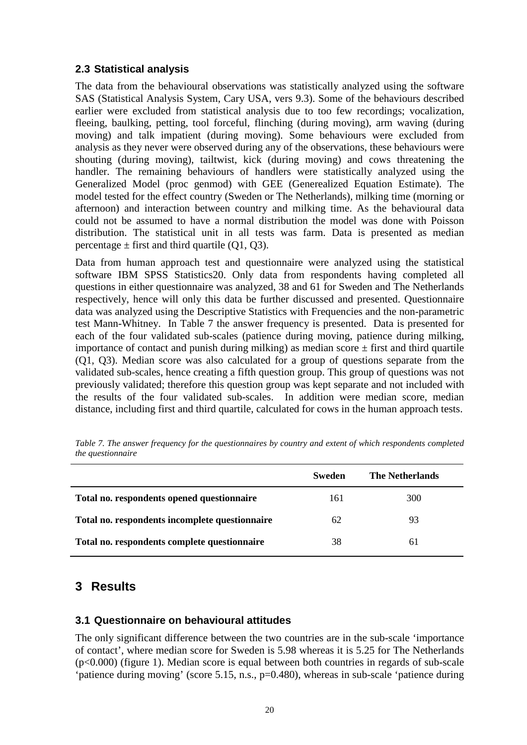## 2.3 Statistical analysis

The data from the behavioural observations was statistically analyzed using the software SAS (Statistical Analysis System, Cary USA, vers 9.3). Some of the behaviours described earlier were excluded from statistical analysis due to too few recordings; vocalization, fleeing, baulking, petting, tool forceful, flinching (during moving), arm waving (during moving) and talk impatient (during moving). Some behaviours were excluded from analysis as they never were observed during any of the observations, these behaviours were shouting (during moving), tailtwist, kick (during moving) and cows threatening the handler. The remaining behaviours of handlers were statistically analyzed using the Generalized Model (proc genmod) with GEE (Generealized Equation Estimate). The model tested for the effect country (Sweden or The Netherlands), milking time (morning or afternoon) and interaction between country and milking time. As the behavioural data could not be assumed to have a normal distribution the model was done with Poisson distribution. The statistical unit in all tests was farm. Data is presented as median percentage ± first and third quartile (Q1, Q3).

Data from human approach test and questionnaire were analyzed using the statistical software IBM SPSS Statistics20. Only data from respondents having completed all questions in either questionnaire was analyzed, 38 and 61 for Sweden and The Netherlands respectively, hence will only this data be further discussed and presented. Questionnaire data was analyzed using the Descriptive Statistics with Frequencies and the non-parametric test Mann-Whitney. In Table 7 the answer frequency is presented. Data is presented for each of the four validated sub-scales (patience during moving, patience during milking, importance of contact and punish during milking) as median score ± first and third quartile (Q1, Q3). Median score was also calculated for a group of questions separate from the validated sub-scales, hence creating a fifth question group. This group of questions was not previously validated; therefore this question group was kept separate and not included with the results of the four validated sub-scales. In addition were median score, median distance, including first and third quartile, calculated for cows in the human approach tests.

*Table 7. The answer frequency for the questionnaires by country and extent of which respondents completed the questionnaire*

| | Sweden | The Netherlands |
|---|---|---|
| **Total no. respondents opened questionnaire** | 161 | 300 |
| **Total no. respondents incomplete questionnaire** | 62 | 93 |
| **Total no. respondents complete questionnaire** | 38 | 61 |

# 3 Results

## 3.1 Questionnaire on behavioural attitudes

The only significant difference between the two countries are in the sub-scale 'importance of contact', where median score for Sweden is 5.98 whereas it is 5.25 for The Netherlands ($p<0.000$) (figure 1). Median score is equal between both countries in regards of sub-scale 'patience during moving' (score 5.15, n.s., $p=0.480$), whereas in sub-scale 'patience during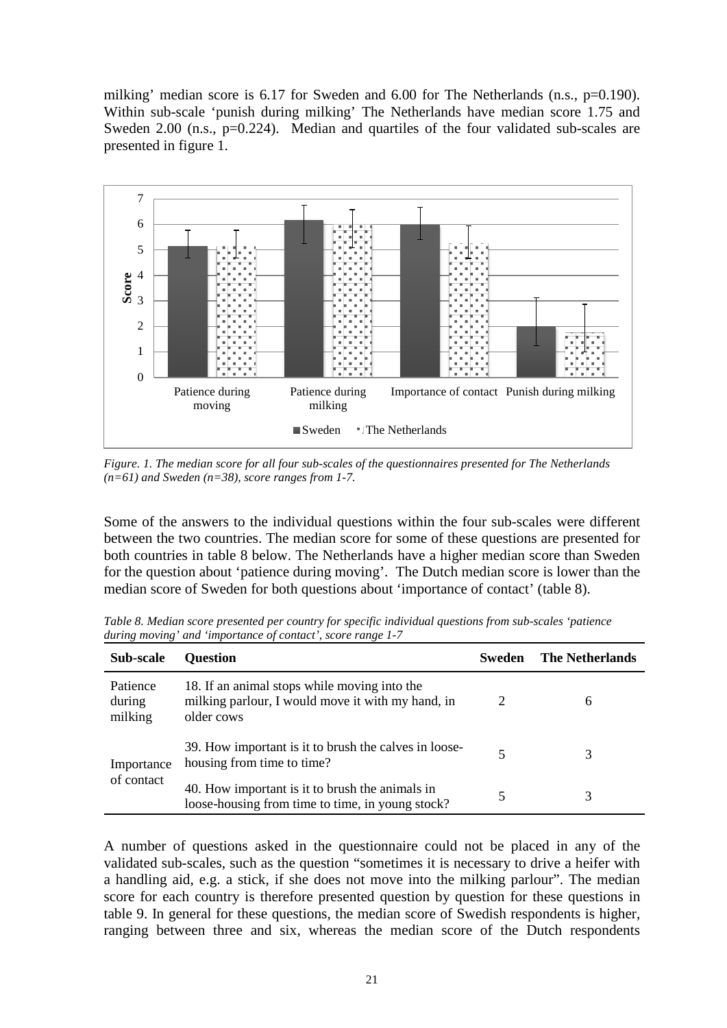milking' median score is 6.17 for Sweden and 6.00 for The Netherlands (n.s., p=0.190). Within sub-scale 'punish during milking' The Netherlands have median score 1.75 and Sweden 2.00 (n.s., p=0.224). Median and quartiles of the four validated sub-scales are presented in figure 1.

*Figure. 1. The median score for all four sub-scales of the questionnaires presented for The Netherlands (n=61) and Sweden (n=38), score ranges from 1-7.*

Some of the answers to the individual questions within the four sub-scales were different between the two countries. The median score for some of these questions are presented for both countries in table 8 below. The Netherlands have a higher median score than Sweden for the question about 'patience during moving'. The Dutch median score is lower than the median score of Sweden for both questions about 'importance of contact' (table 8).

*Table 8. Median score presented per country for specific individual questions from sub-scales 'patience during moving' and 'importance of contact', score range 1-7*

| Sub-scale | Question | Sweden | The Netherlands |
|---|---|---|---|
| Patience during milking | 18. If an animal stops while moving into the milking parlour, I would move it with my hand, in older cows | 2 | 6 |
| Importance of contact | 39. How important is it to brush the calves in loose-housing from time to time? | 5 | 3 |
| | 40. How important is it to brush the animals in loose-housing from time to time, in young stock? | 5 | 3 |

A number of questions asked in the questionnaire could not be placed in any of the validated sub-scales, such as the question "sometimes it is necessary to drive a heifer with a handling aid, e.g. a stick, if she does not move into the milking parlour". The median score for each country is therefore presented question by question for these questions in table 9. In general for these questions, the median score of Swedish respondents is higher, ranging between three and six, whereas the median score of the Dutch respondents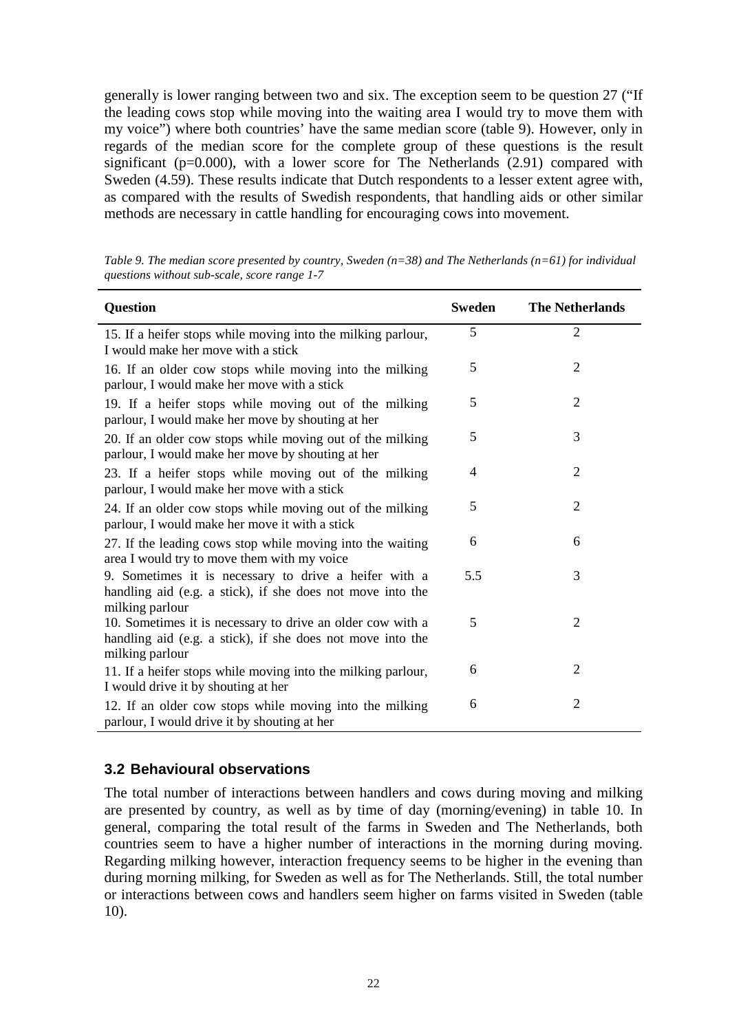generally is lower ranging between two and six. The exception seem to be question 27 ("If the leading cows stop while moving into the waiting area I would try to move them with my voice") where both countries' have the same median score (table 9). However, only in regards of the median score for the complete group of these questions is the result significant (p=0.000), with a lower score for The Netherlands (2.91) compared with Sweden (4.59). These results indicate that Dutch respondents to a lesser extent agree with, as compared with the results of Swedish respondents, that handling aids or other similar methods are necessary in cattle handling for encouraging cows into movement.

*Table 9. The median score presented by country, Sweden (n=38) and The Netherlands (n=61) for individual questions without sub-scale, score range 1-7*

| Question | Sweden | The Netherlands |
|---|---|---|
| 15. If a heifer stops while moving into the milking parlour, I would make her move with a stick | 5 | 2 |
| 16. If an older cow stops while moving into the milking parlour, I would make her move with a stick | 5 | 2 |
| 19. If a heifer stops while moving out of the milking parlour, I would make her move by shouting at her | 5 | 2 |
| 20. If an older cow stops while moving out of the milking parlour, I would make her move by shouting at her | 5 | 3 |
| 23. If a heifer stops while moving out of the milking parlour, I would make her move with a stick | 4 | 2 |
| 24. If an older cow stops while moving out of the milking parlour, I would make her move it with a stick | 5 | 2 |
| 27. If the leading cows stop while moving into the waiting area I would try to move them with my voice | 6 | 6 |
| 9. Sometimes it is necessary to drive a heifer with a handling aid (e.g. a stick), if she does not move into the milking parlour | 5.5 | 3 |
| 10. Sometimes it is necessary to drive an older cow with a handling aid (e.g. a stick), if she does not move into the milking parlour | 5 | 2 |
| 11. If a heifer stops while moving into the milking parlour, I would drive it by shouting at her | 6 | 2 |
| 12. If an older cow stops while moving into the milking parlour, I would drive it by shouting at her | 6 | 2 |

## 3.2 Behavioural observations

The total number of interactions between handlers and cows during moving and milking are presented by country, as well as by time of day (morning/evening) in table 10. In general, comparing the total result of the farms in Sweden and The Netherlands, both countries seem to have a higher number of interactions in the morning during moving. Regarding milking however, interaction frequency seems to be higher in the evening than during morning milking, for Sweden as well as for The Netherlands. Still, the total number or interactions between cows and handlers seem higher on farms visited in Sweden (table 10).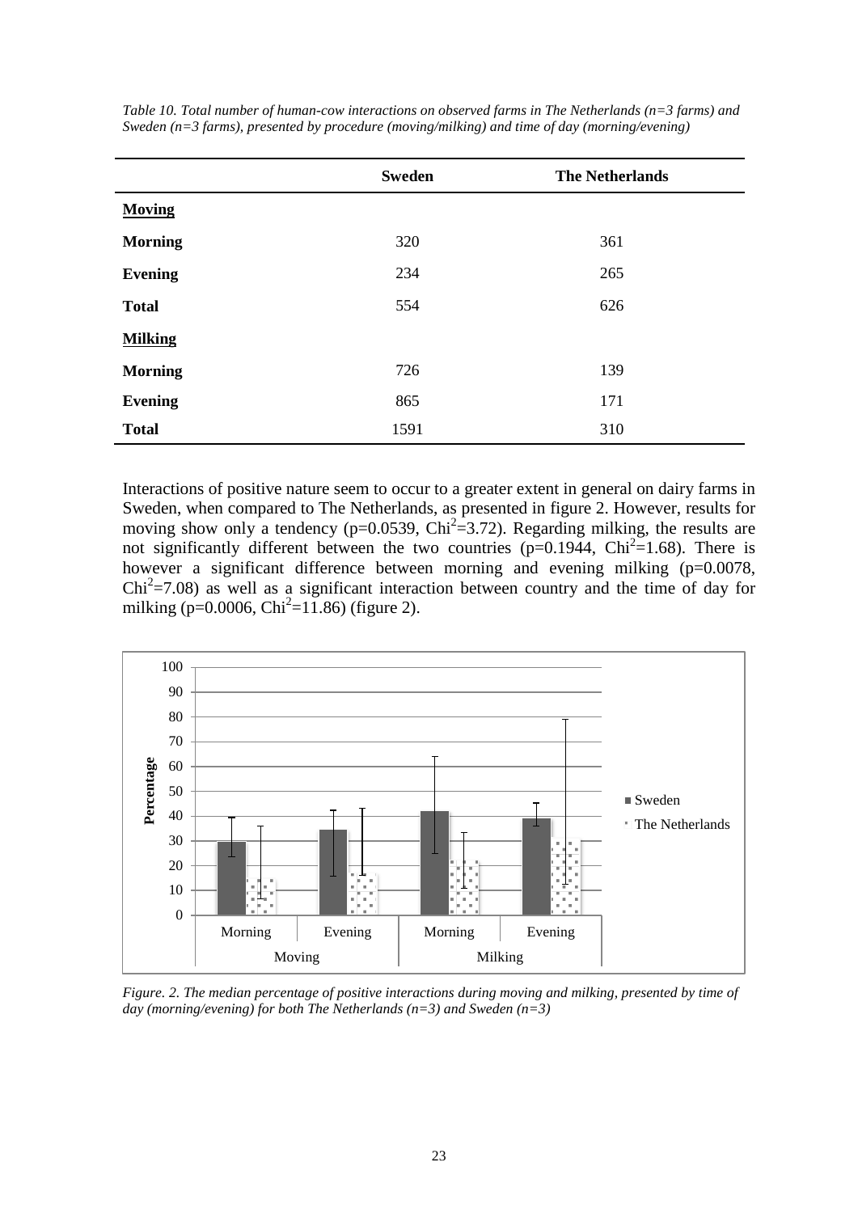*Table 10. Total number of human-cow interactions on observed farms in The Netherlands (n=3 farms) and Sweden (n=3 farms), presented by procedure (moving/milking) and time of day (morning/evening)*

| | **Sweden** | **The Netherlands** |
|---|---|---|
| **Moving** | | |
| **Morning** | 320 | 361 |
| **Evening** | 234 | 265 |
| **Total** | 554 | 626 |
| **Milking** | | |
| **Morning** | 726 | 139 |
| **Evening** | 865 | 171 |
| **Total** | 1591 | 310 |

Interactions of positive nature seem to occur to a greater extent in general on dairy farms in Sweden, when compared to The Netherlands, as presented in figure 2. However, results for moving show only a tendency ($p=0.0539$, $Chi^2=3.72$). Regarding milking, the results are not significantly different between the two countries ($p=0.1944$, $Chi^2=1.68$). There is however a significant difference between morning and evening milking ($p=0.0078$, $Chi^2=7.08$) as well as a significant interaction between country and the time of day for milking ($p=0.0006$, $Chi^2=11.86$) (figure 2).

*Figure. 2. The median percentage of positive interactions during moving and milking, presented by time of day (morning/evening) for both The Netherlands (n=3) and Sweden (n=3)*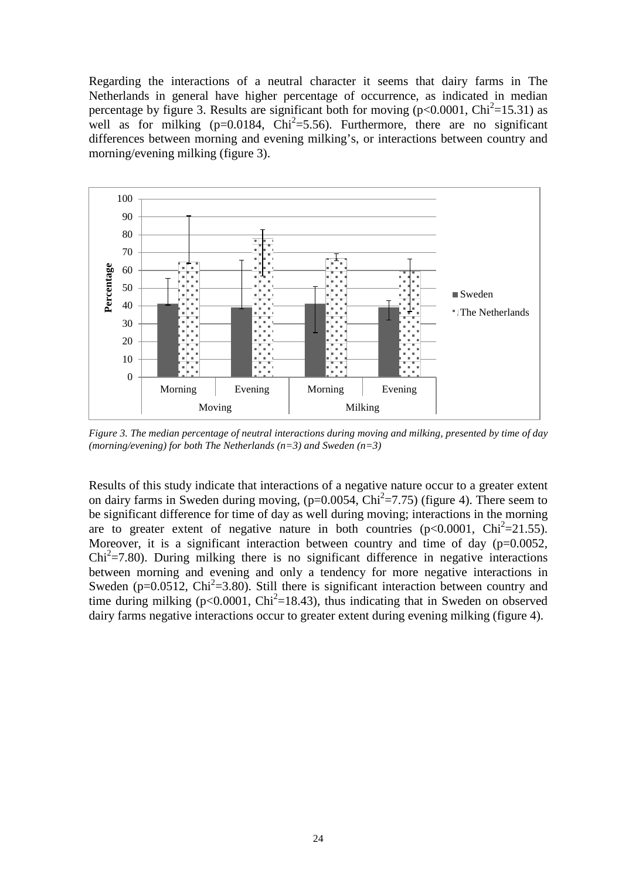Regarding the interactions of a neutral character it seems that dairy farms in The Netherlands in general have higher percentage of occurrence, as indicated in median percentage by figure 3. Results are significant both for moving ($p<0.0001$, $Chi^2=15.31$) as well as for milking ($p=0.0184$, $Chi^2=5.56$). Furthermore, there are no significant differences between morning and evening milking's, or interactions between country and morning/evening milking (figure 3).

*Figure 3. The median percentage of neutral interactions during moving and milking, presented by time of day (morning/evening) for both The Netherlands (n=3) and Sweden (n=3)*

Results of this study indicate that interactions of a negative nature occur to a greater extent on dairy farms in Sweden during moving, ($p=0.0054$, $Chi^2=7.75$) (figure 4). There seem to be significant difference for time of day as well during moving; interactions in the morning are to greater extent of negative nature in both countries ($p<0.0001$, $Chi^2=21.55$). Moreover, it is a significant interaction between country and time of day ($p=0.0052$, $Chi^2=7.80$). During milking there is no significant difference in negative interactions between morning and evening and only a tendency for more negative interactions in Sweden ($p=0.0512$, $Chi^2=3.80$). Still there is significant interaction between country and time during milking ($p<0.0001$, $Chi^2=18.43$), thus indicating that in Sweden on observed dairy farms negative interactions occur to greater extent during evening milking (figure 4).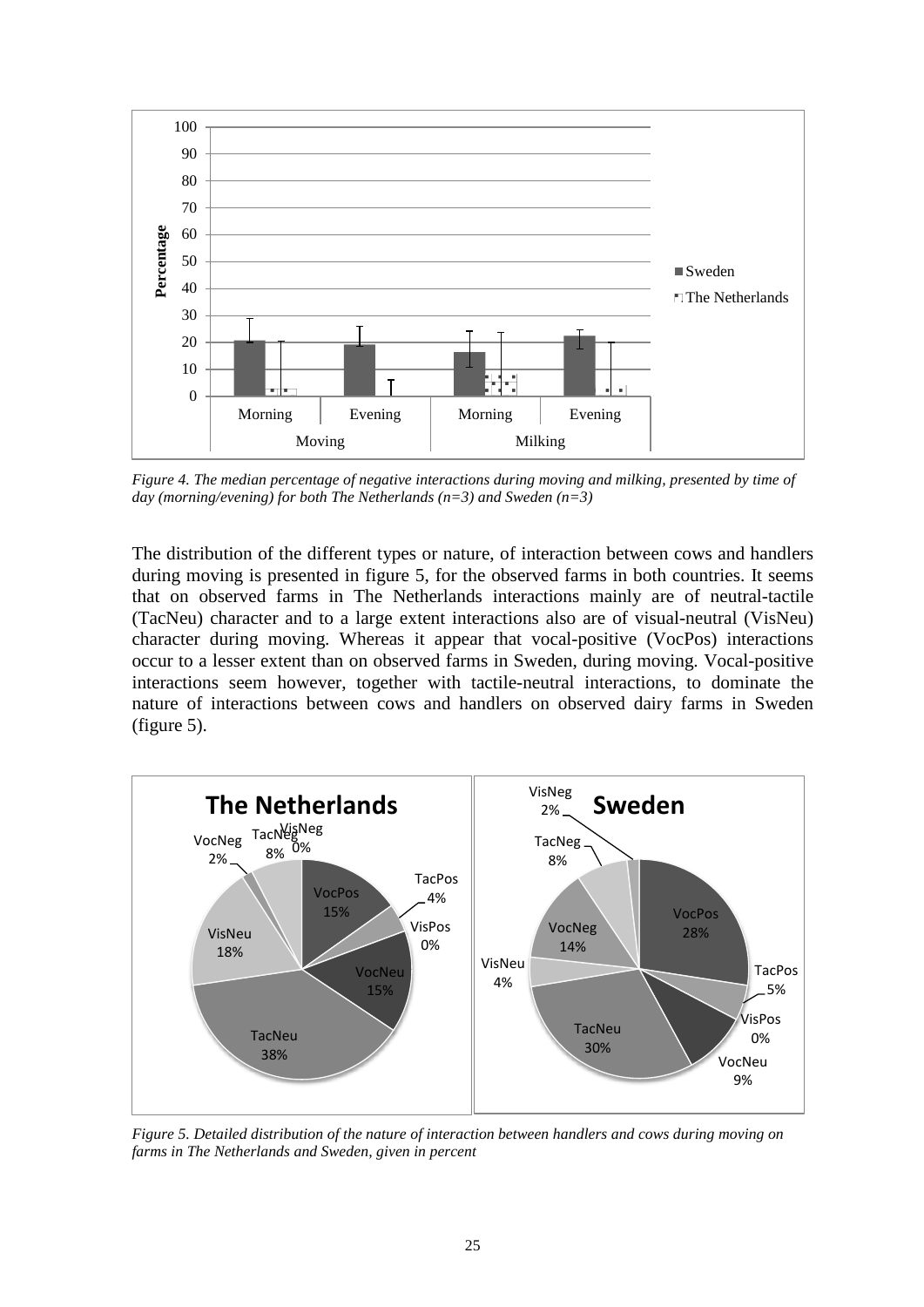*Figure 4. The median percentage of negative interactions during moving and milking, presented by time of day (morning/evening) for both The Netherlands (n=3) and Sweden (n=3)*

The distribution of the different types or nature, of interaction between cows and handlers during moving is presented in figure 5, for the observed farms in both countries. It seems that on observed farms in The Netherlands interactions mainly are of neutral-tactile (TacNeu) character and to a large extent interactions also are of visual-neutral (VisNeu) character during moving. Whereas it appear that vocal-positive (VocPos) interactions occur to a lesser extent than on observed farms in Sweden, during moving. Vocal-positive interactions seem however, together with tactile-neutral interactions, to dominate the nature of interactions between cows and handlers on observed dairy farms in Sweden (figure 5).

*Figure 5. Detailed distribution of the nature of interaction between handlers and cows during moving on farms in The Netherlands and Sweden, given in percent*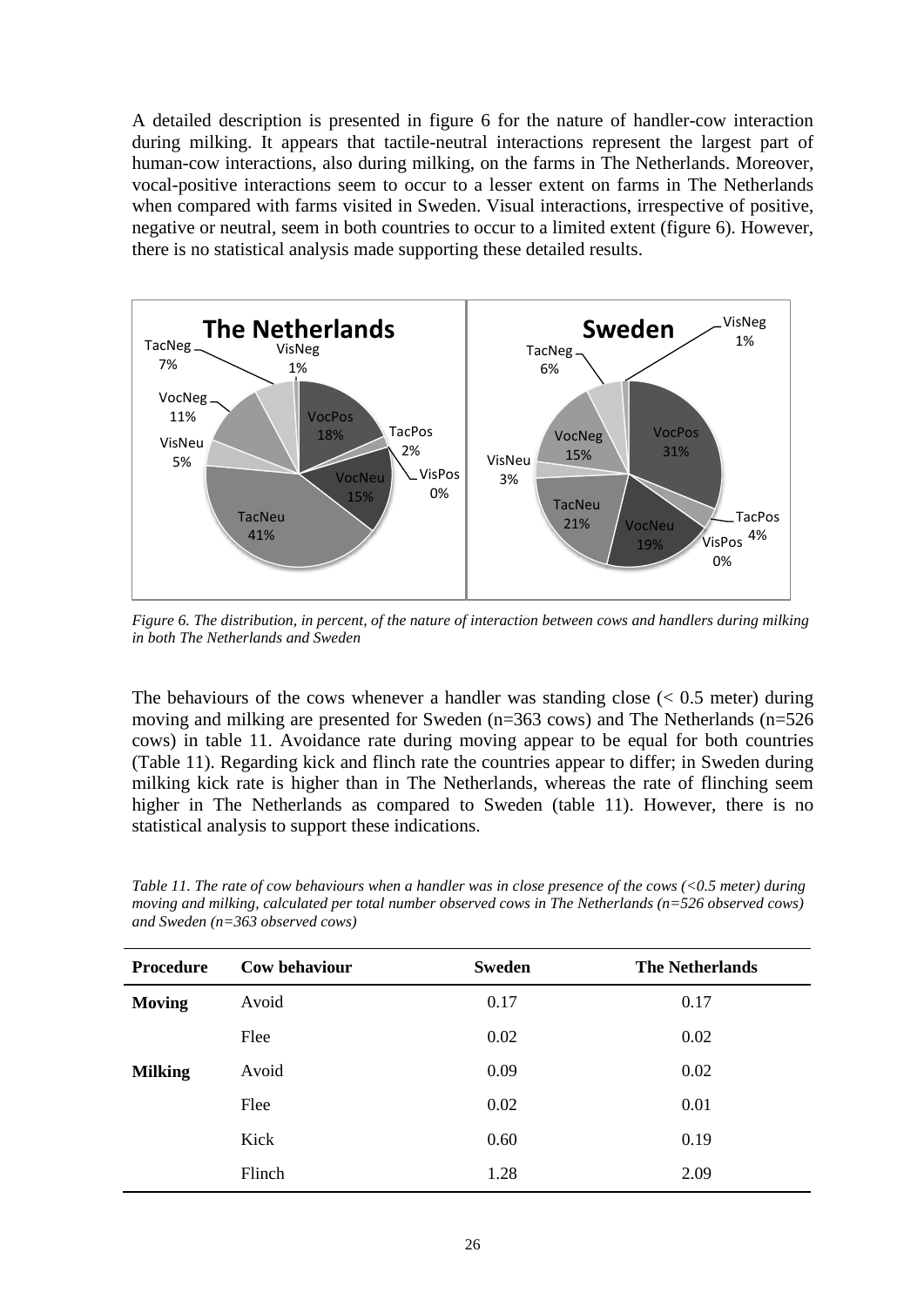A detailed description is presented in figure 6 for the nature of handler-cow interaction during milking. It appears that tactile-neutral interactions represent the largest part of human-cow interactions, also during milking, on the farms in The Netherlands. Moreover, vocal-positive interactions seem to occur to a lesser extent on farms in The Netherlands when compared with farms visited in Sweden. Visual interactions, irrespective of positive, negative or neutral, seem in both countries to occur to a limited extent (figure 6). However, there is no statistical analysis made supporting these detailed results.

*Figure 6. The distribution, in percent, of the nature of interaction between cows and handlers during milking in both The Netherlands and Sweden*

The behaviours of the cows whenever a handler was standing close (< 0.5 meter) during moving and milking are presented for Sweden (n=363 cows) and The Netherlands (n=526 cows) in table 11. Avoidance rate during moving appear to be equal for both countries (Table 11). Regarding kick and flinch rate the countries appear to differ; in Sweden during milking kick rate is higher than in The Netherlands, whereas the rate of flinching seem higher in The Netherlands as compared to Sweden (table 11). However, there is no statistical analysis to support these indications.

*Table 11. The rate of cow behaviours when a handler was in close presence of the cows (<0.5 meter) during moving and milking, calculated per total number observed cows in The Netherlands (n=526 observed cows) and Sweden (n=363 observed cows)*

| Procedure | Cow behaviour | Sweden | The Netherlands |
|---|---|---|---|
| **Moving** | Avoid | 0.17 | 0.17 |
| | Flee | 0.02 | 0.02 |
| **Milking** | Avoid | 0.09 | 0.02 |
| | Flee | 0.02 | 0.01 |
| | Kick | 0.60 | 0.19 |
| | Flinch | 1.28 | 2.09 |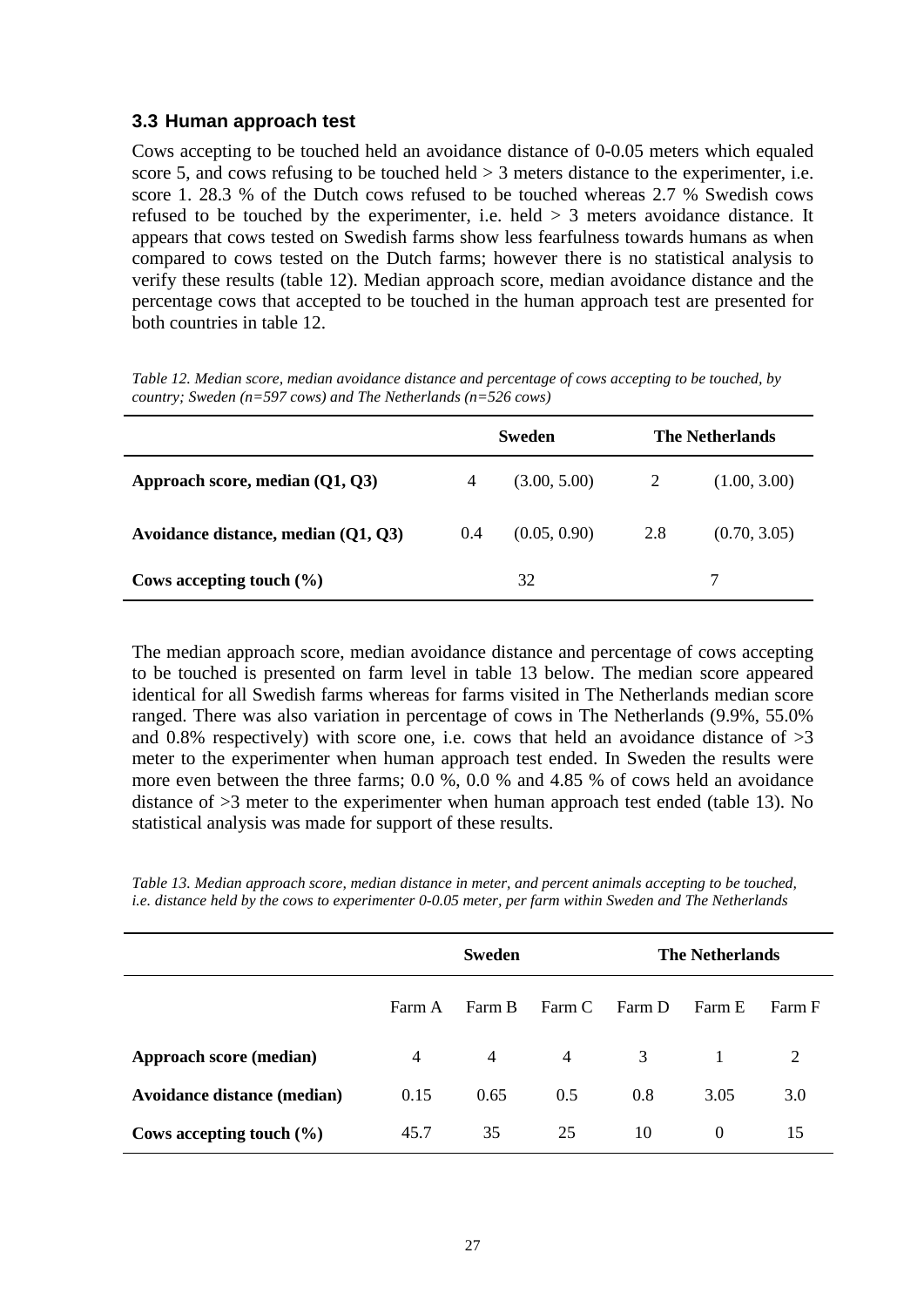### 3.3 Human approach test

Cows accepting to be touched held an avoidance distance of 0-0.05 meters which equaled score 5, and cows refusing to be touched held > 3 meters distance to the experimenter, i.e. score 1. 28.3 % of the Dutch cows refused to be touched whereas 2.7 % Swedish cows refused to be touched by the experimenter, i.e. held > 3 meters avoidance distance. It appears that cows tested on Swedish farms show less fearfulness towards humans as when compared to cows tested on the Dutch farms; however there is no statistical analysis to verify these results (table 12). Median approach score, median avoidance distance and the percentage cows that accepted to be touched in the human approach test are presented for both countries in table 12.

*Table 12. Median score, median avoidance distance and percentage of cows accepting to be touched, by country; Sweden (n=597 cows) and The Netherlands (n=526 cows)*

| | Sweden | | The Netherlands | |
|---|---|---|---|---|
| **Approach score, median (Q1, Q3)** | 4 | (3.00, 5.00) | 2 | (1.00, 3.00) |
| **Avoidance distance, median (Q1, Q3)** | 0.4 | (0.05, 0.90) | 2.8 | (0.70, 3.05) |
| **Cows accepting touch (%)** | 32 | | 7 | |

The median approach score, median avoidance distance and percentage of cows accepting to be touched is presented on farm level in table 13 below. The median score appeared identical for all Swedish farms whereas for farms visited in The Netherlands median score ranged. There was also variation in percentage of cows in The Netherlands (9.9%, 55.0% and 0.8% respectively) with score one, i.e. cows that held an avoidance distance of >3 meter to the experimenter when human approach test ended. In Sweden the results were more even between the three farms; 0.0 %, 0.0 % and 4.85 % of cows held an avoidance distance of >3 meter to the experimenter when human approach test ended (table 13). No statistical analysis was made for support of these results.

*Table 13. Median approach score, median distance in meter, and percent animals accepting to be touched, i.e. distance held by the cows to experimenter 0-0.05 meter, per farm within Sweden and The Netherlands*

| | Sweden | | | The Netherlands | | |
|---|---|---|---|---|---|---|
| | Farm A | Farm B | Farm C | Farm D | Farm E | Farm F |
| **Approach score (median)** | 4 | 4 | 4 | 3 | 1 | 2 |
| **Avoidance distance (median)** | 0.15 | 0.65 | 0.5 | 0.8 | 3.05 | 3.0 |
| **Cows accepting touch (%)** | 45.7 | 35 | 25 | 10 | 0 | 15 |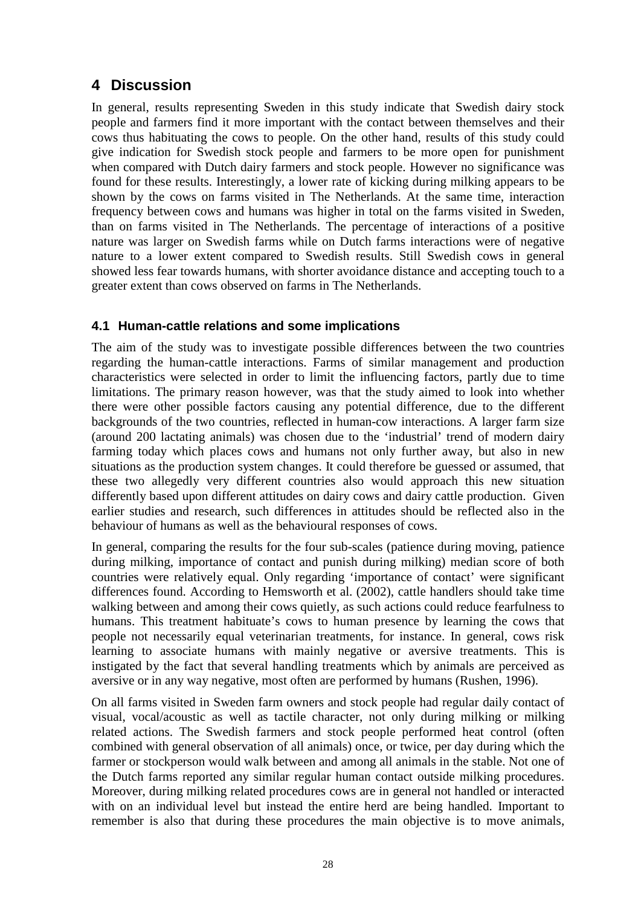# 4 Discussion

In general, results representing Sweden in this study indicate that Swedish dairy stock people and farmers find it more important with the contact between themselves and their cows thus habituating the cows to people. On the other hand, results of this study could give indication for Swedish stock people and farmers to be more open for punishment when compared with Dutch dairy farmers and stock people. However no significance was found for these results. Interestingly, a lower rate of kicking during milking appears to be shown by the cows on farms visited in The Netherlands. At the same time, interaction frequency between cows and humans was higher in total on the farms visited in Sweden, than on farms visited in The Netherlands. The percentage of interactions of a positive nature was larger on Swedish farms while on Dutch farms interactions were of negative nature to a lower extent compared to Swedish results. Still Swedish cows in general showed less fear towards humans, with shorter avoidance distance and accepting touch to a greater extent than cows observed on farms in The Netherlands.

## 4.1 Human-cattle relations and some implications

The aim of the study was to investigate possible differences between the two countries regarding the human-cattle interactions. Farms of similar management and production characteristics were selected in order to limit the influencing factors, partly due to time limitations. The primary reason however, was that the study aimed to look into whether there were other possible factors causing any potential difference, due to the different backgrounds of the two countries, reflected in human-cow interactions. A larger farm size (around 200 lactating animals) was chosen due to the 'industrial' trend of modern dairy farming today which places cows and humans not only further away, but also in new situations as the production system changes. It could therefore be guessed or assumed, that these two allegedly very different countries also would approach this new situation differently based upon different attitudes on dairy cows and dairy cattle production. Given earlier studies and research, such differences in attitudes should be reflected also in the behaviour of humans as well as the behavioural responses of cows.

In general, comparing the results for the four sub-scales (patience during moving, patience during milking, importance of contact and punish during milking) median score of both countries were relatively equal. Only regarding 'importance of contact' were significant differences found. According to Hemsworth et al. (2002), cattle handlers should take time walking between and among their cows quietly, as such actions could reduce fearfulness to humans. This treatment habituate's cows to human presence by learning the cows that people not necessarily equal veterinarian treatments, for instance. In general, cows risk learning to associate humans with mainly negative or aversive treatments. This is instigated by the fact that several handling treatments which by animals are perceived as aversive or in any way negative, most often are performed by humans (Rushen, 1996).

On all farms visited in Sweden farm owners and stock people had regular daily contact of visual, vocal/acoustic as well as tactile character, not only during milking or milking related actions. The Swedish farmers and stock people performed heat control (often combined with general observation of all animals) once, or twice, per day during which the farmer or stockperson would walk between and among all animals in the stable. Not one of the Dutch farms reported any similar regular human contact outside milking procedures. Moreover, during milking related procedures cows are in general not handled or interacted with on an individual level but instead the entire herd are being handled. Important to remember is also that during these procedures the main objective is to move animals,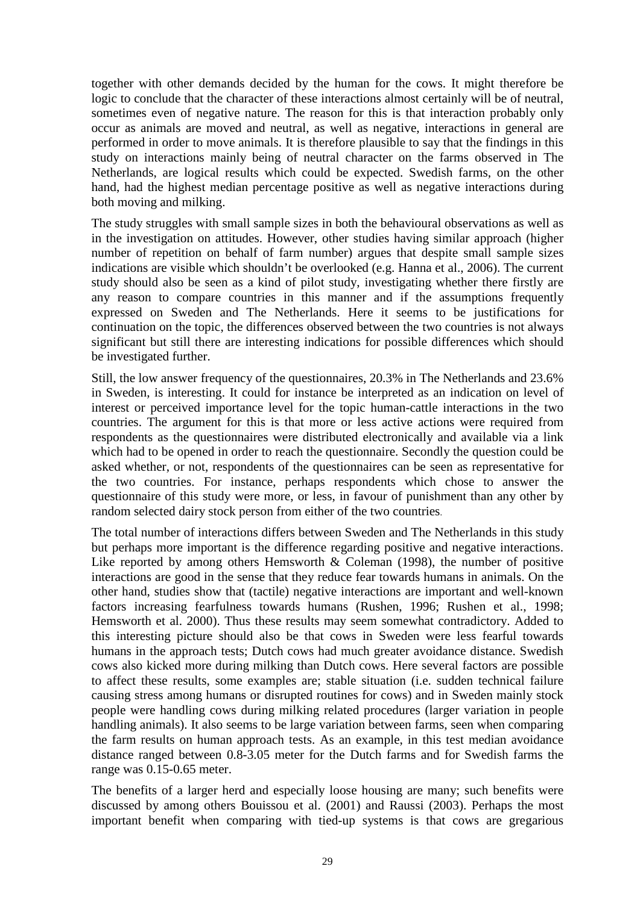together with other demands decided by the human for the cows. It might therefore be logic to conclude that the character of these interactions almost certainly will be of neutral, sometimes even of negative nature. The reason for this is that interaction probably only occur as animals are moved and neutral, as well as negative, interactions in general are performed in order to move animals. It is therefore plausible to say that the findings in this study on interactions mainly being of neutral character on the farms observed in The Netherlands, are logical results which could be expected. Swedish farms, on the other hand, had the highest median percentage positive as well as negative interactions during both moving and milking.

The study struggles with small sample sizes in both the behavioural observations as well as in the investigation on attitudes. However, other studies having similar approach (higher number of repetition on behalf of farm number) argues that despite small sample sizes indications are visible which shouldn't be overlooked (e.g. Hanna et al., 2006). The current study should also be seen as a kind of pilot study, investigating whether there firstly are any reason to compare countries in this manner and if the assumptions frequently expressed on Sweden and The Netherlands. Here it seems to be justifications for continuation on the topic, the differences observed between the two countries is not always significant but still there are interesting indications for possible differences which should be investigated further.

Still, the low answer frequency of the questionnaires, 20.3% in The Netherlands and 23.6% in Sweden, is interesting. It could for instance be interpreted as an indication on level of interest or perceived importance level for the topic human-cattle interactions in the two countries. The argument for this is that more or less active actions were required from respondents as the questionnaires were distributed electronically and available via a link which had to be opened in order to reach the questionnaire. Secondly the question could be asked whether, or not, respondents of the questionnaires can be seen as representative for the two countries. For instance, perhaps respondents which chose to answer the questionnaire of this study were more, or less, in favour of punishment than any other by random selected dairy stock person from either of the two countries.

The total number of interactions differs between Sweden and The Netherlands in this study but perhaps more important is the difference regarding positive and negative interactions. Like reported by among others Hemsworth & Coleman (1998), the number of positive interactions are good in the sense that they reduce fear towards humans in animals. On the other hand, studies show that (tactile) negative interactions are important and well-known factors increasing fearfulness towards humans (Rushen, 1996; Rushen et al., 1998; Hemsworth et al. 2000). Thus these results may seem somewhat contradictory. Added to this interesting picture should also be that cows in Sweden were less fearful towards humans in the approach tests; Dutch cows had much greater avoidance distance. Swedish cows also kicked more during milking than Dutch cows. Here several factors are possible to affect these results, some examples are; stable situation (i.e. sudden technical failure causing stress among humans or disrupted routines for cows) and in Sweden mainly stock people were handling cows during milking related procedures (larger variation in people handling animals). It also seems to be large variation between farms, seen when comparing the farm results on human approach tests. As an example, in this test median avoidance distance ranged between 0.8-3.05 meter for the Dutch farms and for Swedish farms the range was 0.15-0.65 meter.

The benefits of a larger herd and especially loose housing are many; such benefits were discussed by among others Bouissou et al. (2001) and Raussi (2003). Perhaps the most important benefit when comparing with tied-up systems is that cows are gregarious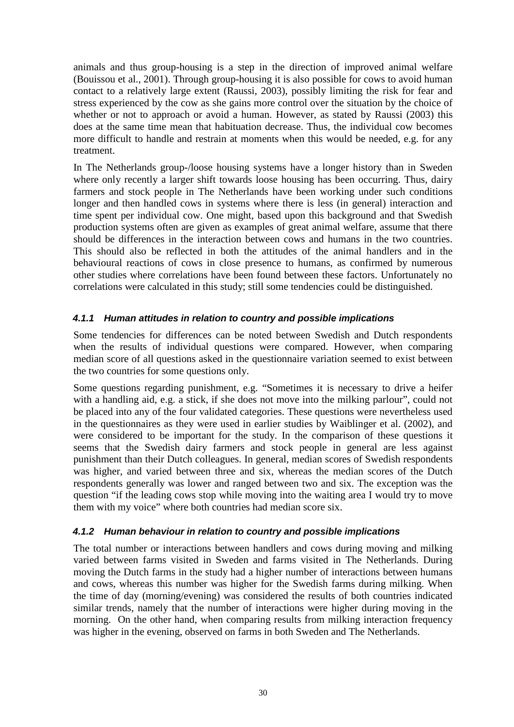animals and thus group-housing is a step in the direction of improved animal welfare (Bouissou et al., 2001). Through group-housing it is also possible for cows to avoid human contact to a relatively large extent (Raussi, 2003), possibly limiting the risk for fear and stress experienced by the cow as she gains more control over the situation by the choice of whether or not to approach or avoid a human. However, as stated by Raussi (2003) this does at the same time mean that habituation decrease. Thus, the individual cow becomes more difficult to handle and restrain at moments when this would be needed, e.g. for any treatment.

In The Netherlands group-/loose housing systems have a longer history than in Sweden where only recently a larger shift towards loose housing has been occurring. Thus, dairy farmers and stock people in The Netherlands have been working under such conditions longer and then handled cows in systems where there is less (in general) interaction and time spent per individual cow. One might, based upon this background and that Swedish production systems often are given as examples of great animal welfare, assume that there should be differences in the interaction between cows and humans in the two countries. This should also be reflected in both the attitudes of the animal handlers and in the behavioural reactions of cows in close presence to humans, as confirmed by numerous other studies where correlations have been found between these factors. Unfortunately no correlations were calculated in this study; still some tendencies could be distinguished.

#### *4.1.1 Human attitudes in relation to country and possible implications*

Some tendencies for differences can be noted between Swedish and Dutch respondents when the results of individual questions were compared. However, when comparing median score of all questions asked in the questionnaire variation seemed to exist between the two countries for some questions only.

Some questions regarding punishment, e.g. "Sometimes it is necessary to drive a heifer with a handling aid, e.g. a stick, if she does not move into the milking parlour", could not be placed into any of the four validated categories. These questions were nevertheless used in the questionnaires as they were used in earlier studies by Waiblinger et al. (2002), and were considered to be important for the study. In the comparison of these questions it seems that the Swedish dairy farmers and stock people in general are less against punishment than their Dutch colleagues. In general, median scores of Swedish respondents was higher, and varied between three and six, whereas the median scores of the Dutch respondents generally was lower and ranged between two and six. The exception was the question "if the leading cows stop while moving into the waiting area I would try to move them with my voice" where both countries had median score six.

#### *4.1.2 Human behaviour in relation to country and possible implications*

The total number or interactions between handlers and cows during moving and milking varied between farms visited in Sweden and farms visited in The Netherlands. During moving the Dutch farms in the study had a higher number of interactions between humans and cows, whereas this number was higher for the Swedish farms during milking. When the time of day (morning/evening) was considered the results of both countries indicated similar trends, namely that the number of interactions were higher during moving in the morning. On the other hand, when comparing results from milking interaction frequency was higher in the evening, observed on farms in both Sweden and The Netherlands.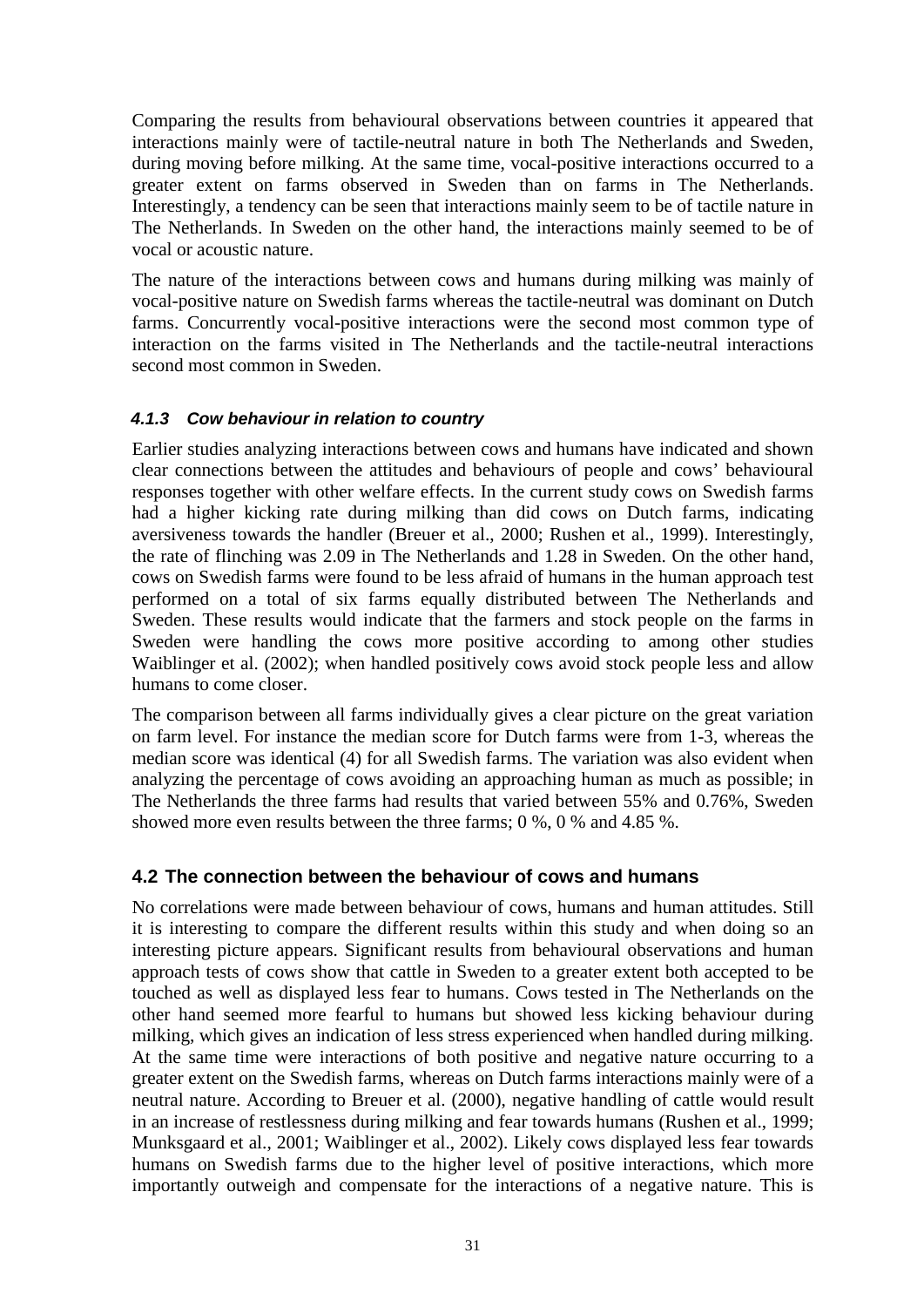Comparing the results from behavioural observations between countries it appeared that interactions mainly were of tactile-neutral nature in both The Netherlands and Sweden, during moving before milking. At the same time, vocal-positive interactions occurred to a greater extent on farms observed in Sweden than on farms in The Netherlands. Interestingly, a tendency can be seen that interactions mainly seem to be of tactile nature in The Netherlands. In Sweden on the other hand, the interactions mainly seemed to be of vocal or acoustic nature.

The nature of the interactions between cows and humans during milking was mainly of vocal-positive nature on Swedish farms whereas the tactile-neutral was dominant on Dutch farms. Concurrently vocal-positive interactions were the second most common type of interaction on the farms visited in The Netherlands and the tactile-neutral interactions second most common in Sweden.

#### *4.1.3 Cow behaviour in relation to country*

Earlier studies analyzing interactions between cows and humans have indicated and shown clear connections between the attitudes and behaviours of people and cows' behavioural responses together with other welfare effects. In the current study cows on Swedish farms had a higher kicking rate during milking than did cows on Dutch farms, indicating aversiveness towards the handler (Breuer et al., 2000; Rushen et al., 1999). Interestingly, the rate of flinching was 2.09 in The Netherlands and 1.28 in Sweden. On the other hand, cows on Swedish farms were found to be less afraid of humans in the human approach test performed on a total of six farms equally distributed between The Netherlands and Sweden. These results would indicate that the farmers and stock people on the farms in Sweden were handling the cows more positive according to among other studies Waiblinger et al. (2002); when handled positively cows avoid stock people less and allow humans to come closer.

The comparison between all farms individually gives a clear picture on the great variation on farm level. For instance the median score for Dutch farms were from 1-3, whereas the median score was identical (4) for all Swedish farms. The variation was also evident when analyzing the percentage of cows avoiding an approaching human as much as possible; in The Netherlands the three farms had results that varied between 55% and 0.76%, Sweden showed more even results between the three farms; 0 %, 0 % and 4.85 %.

### 4.2 The connection between the behaviour of cows and humans

No correlations were made between behaviour of cows, humans and human attitudes. Still it is interesting to compare the different results within this study and when doing so an interesting picture appears. Significant results from behavioural observations and human approach tests of cows show that cattle in Sweden to a greater extent both accepted to be touched as well as displayed less fear to humans. Cows tested in The Netherlands on the other hand seemed more fearful to humans but showed less kicking behaviour during milking, which gives an indication of less stress experienced when handled during milking. At the same time were interactions of both positive and negative nature occurring to a greater extent on the Swedish farms, whereas on Dutch farms interactions mainly were of a neutral nature. According to Breuer et al. (2000), negative handling of cattle would result in an increase of restlessness during milking and fear towards humans (Rushen et al., 1999; Munksgaard et al., 2001; Waiblinger et al., 2002). Likely cows displayed less fear towards humans on Swedish farms due to the higher level of positive interactions, which more importantly outweigh and compensate for the interactions of a negative nature. This is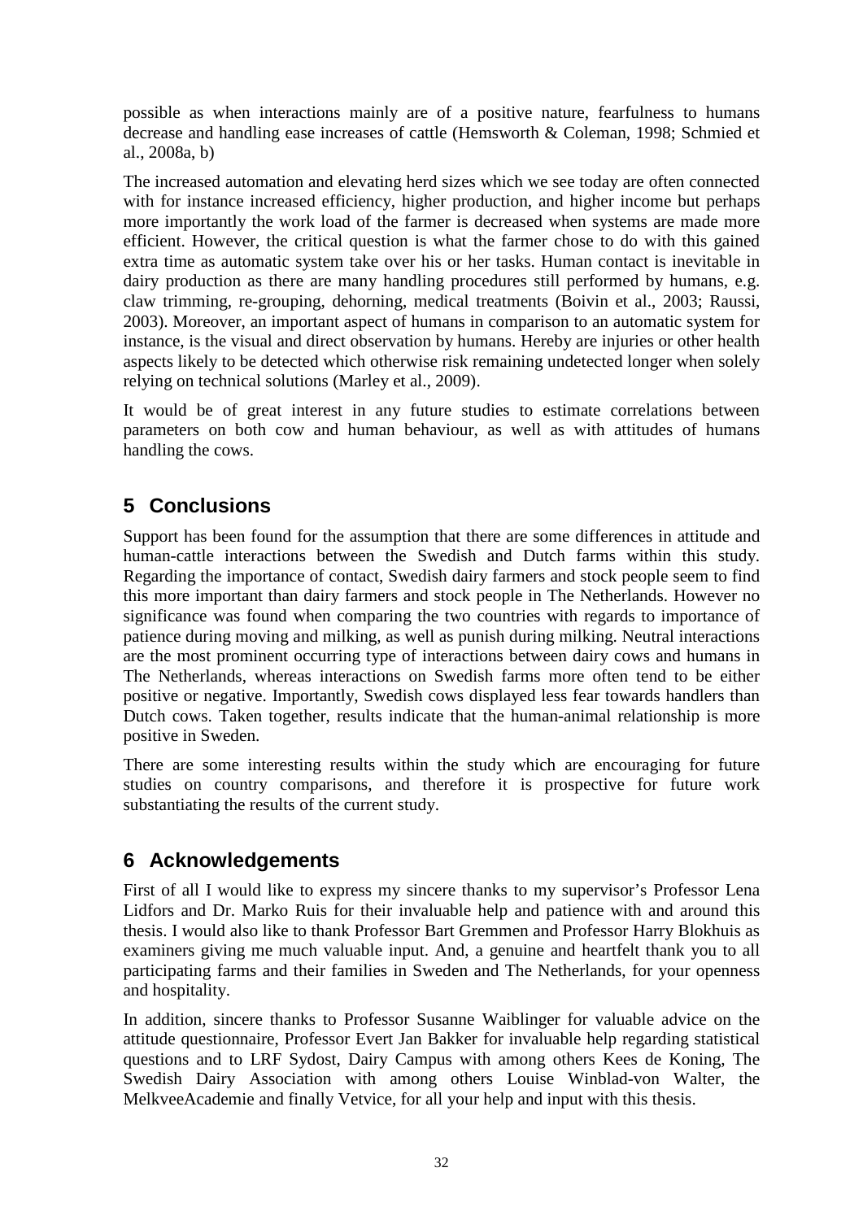possible as when interactions mainly are of a positive nature, fearfulness to humans decrease and handling ease increases of cattle (Hemsworth & Coleman, 1998; Schmied et al., 2008a, b)

The increased automation and elevating herd sizes which we see today are often connected with for instance increased efficiency, higher production, and higher income but perhaps more importantly the work load of the farmer is decreased when systems are made more efficient. However, the critical question is what the farmer chose to do with this gained extra time as automatic system take over his or her tasks. Human contact is inevitable in dairy production as there are many handling procedures still performed by humans, e.g. claw trimming, re-grouping, dehorning, medical treatments (Boivin et al., 2003; Raussi, 2003). Moreover, an important aspect of humans in comparison to an automatic system for instance, is the visual and direct observation by humans. Hereby are injuries or other health aspects likely to be detected which otherwise risk remaining undetected longer when solely relying on technical solutions (Marley et al., 2009).

It would be of great interest in any future studies to estimate correlations between parameters on both cow and human behaviour, as well as with attitudes of humans handling the cows.

# 5 Conclusions

Support has been found for the assumption that there are some differences in attitude and human-cattle interactions between the Swedish and Dutch farms within this study. Regarding the importance of contact, Swedish dairy farmers and stock people seem to find this more important than dairy farmers and stock people in The Netherlands. However no significance was found when comparing the two countries with regards to importance of patience during moving and milking, as well as punish during milking. Neutral interactions are the most prominent occurring type of interactions between dairy cows and humans in The Netherlands, whereas interactions on Swedish farms more often tend to be either positive or negative. Importantly, Swedish cows displayed less fear towards handlers than Dutch cows. Taken together, results indicate that the human-animal relationship is more positive in Sweden.

There are some interesting results within the study which are encouraging for future studies on country comparisons, and therefore it is prospective for future work substantiating the results of the current study.

# 6 Acknowledgements

First of all I would like to express my sincere thanks to my supervisor's Professor Lena Lidfors and Dr. Marko Ruis for their invaluable help and patience with and around this thesis. I would also like to thank Professor Bart Gremmen and Professor Harry Blokhuis as examiners giving me much valuable input. And, a genuine and heartfelt thank you to all participating farms and their families in Sweden and The Netherlands, for your openness and hospitality.

In addition, sincere thanks to Professor Susanne Waiblinger for valuable advice on the attitude questionnaire, Professor Evert Jan Bakker for invaluable help regarding statistical questions and to LRF Sydost, Dairy Campus with among others Kees de Koning, The Swedish Dairy Association with among others Louise Winblad-von Walter, the MelkveeAcademie and finally Vetvice, for all your help and input with this thesis.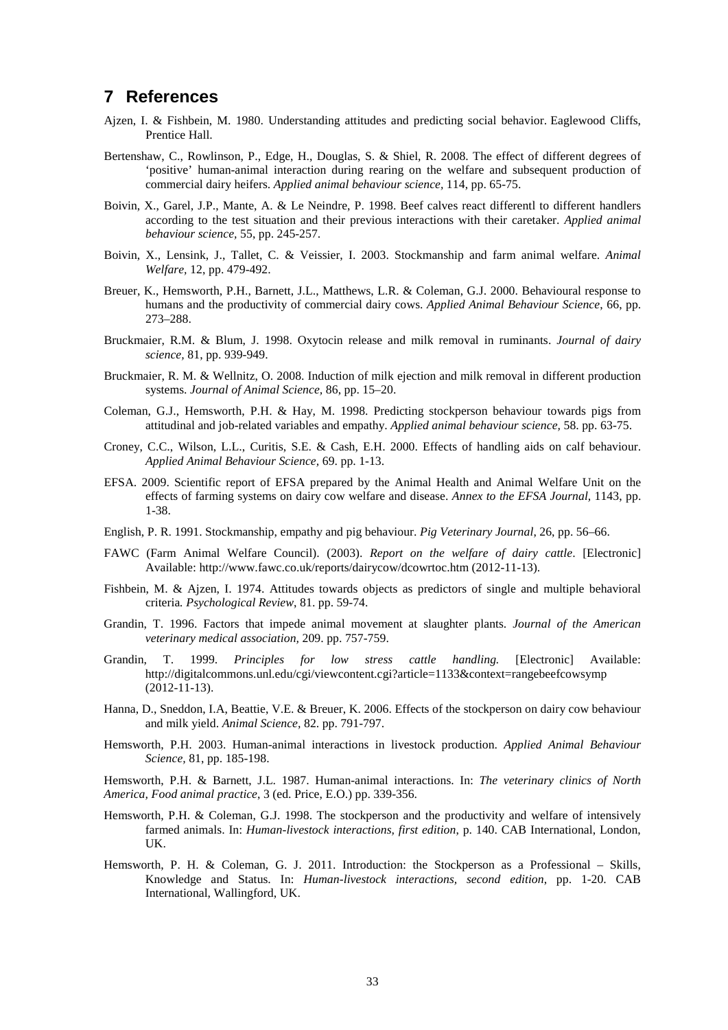# 7 References

Ajzen, I. & Fishbein, M. 1980. Understanding attitudes and predicting social behavior. Eaglewood Cliffs, Prentice Hall.

Bertenshaw, C., Rowlinson, P., Edge, H., Douglas, S. & Shiel, R. 2008. The effect of different degrees of 'positive' human-animal interaction during rearing on the welfare and subsequent production of commercial dairy heifers. *Applied animal behaviour science*, 114, pp. 65-75.

Boivin, X., Garel, J.P., Mante, A. & Le Neindre, P. 1998. Beef calves react differentl to different handlers according to the test situation and their previous interactions with their caretaker. *Applied animal behaviour science*, 55, pp. 245-257.

Boivin, X., Lensink, J., Tallet, C. & Veissier, I. 2003. Stockmanship and farm animal welfare. *Animal Welfare*, 12, pp. 479-492.

Breuer, K., Hemsworth, P.H., Barnett, J.L., Matthews, L.R. & Coleman, G.J. 2000. Behavioural response to humans and the productivity of commercial dairy cows. *Applied Animal Behaviour Science*, 66, pp. 273–288.

Bruckmaier, R.M. & Blum, J. 1998. Oxytocin release and milk removal in ruminants. *Journal of dairy science*, 81, pp. 939-949.

Bruckmaier, R. M. & Wellnitz, O. 2008. Induction of milk ejection and milk removal in different production systems. *Journal of Animal Science*, 86, pp. 15–20.

Coleman, G.J., Hemsworth, P.H. & Hay, M. 1998. Predicting stockperson behaviour towards pigs from attitudinal and job-related variables and empathy. *Applied animal behaviour science*, 58. pp. 63-75.

Croney, C.C., Wilson, L.L., Curitis, S.E. & Cash, E.H. 2000. Effects of handling aids on calf behaviour. *Applied Animal Behaviour Science*, 69. pp. 1-13.

EFSA. 2009. Scientific report of EFSA prepared by the Animal Health and Animal Welfare Unit on the effects of farming systems on dairy cow welfare and disease. *Annex to the EFSA Journal*, 1143, pp. 1-38.

English, P. R. 1991. Stockmanship, empathy and pig behaviour. *Pig Veterinary Journal*, 26, pp. 56–66.

FAWC (Farm Animal Welfare Council). (2003). *Report on the welfare of dairy cattle*. [Electronic] Available: http://www.fawc.co.uk/reports/dairycow/dcowrtoc.htm (2012-11-13).

Fishbein, M. & Ajzen, I. 1974. Attitudes towards objects as predictors of single and multiple behavioral criteria*. Psychological Review*, 81. pp. 59-74.

Grandin, T. 1996. Factors that impede animal movement at slaughter plants. *Journal of the American veterinary medical association*, 209. pp. 757-759.

Grandin, T. 1999. *Principles for low stress cattle handling.* [Electronic] Available: http://digitalcommons.unl.edu/cgi/viewcontent.cgi?article=1133&context=rangebeefcowsymp (2012-11-13).

Hanna, D., Sneddon, I.A, Beattie, V.E. & Breuer, K. 2006. Effects of the stockperson on dairy cow behaviour and milk yield. *Animal Science*, 82. pp. 791-797.

Hemsworth, P.H. 2003. Human-animal interactions in livestock production. *Applied Animal Behaviour Science*, 81, pp. 185-198.

Hemsworth, P.H. & Barnett, J.L. 1987. Human-animal interactions. In: *The veterinary clinics of North America, Food animal practice*, 3 (ed. Price, E.O.) pp. 339-356.

Hemsworth, P.H. & Coleman, G.J. 1998. The stockperson and the productivity and welfare of intensively farmed animals. In: *Human-livestock interactions, first edition*, p. 140. CAB International, London, UK.

Hemsworth, P. H. & Coleman, G. J. 2011. Introduction: the Stockperson as a Professional – Skills, Knowledge and Status. In: *Human-livestock interactions, second edition*, pp. 1-20. CAB International, Wallingford, UK.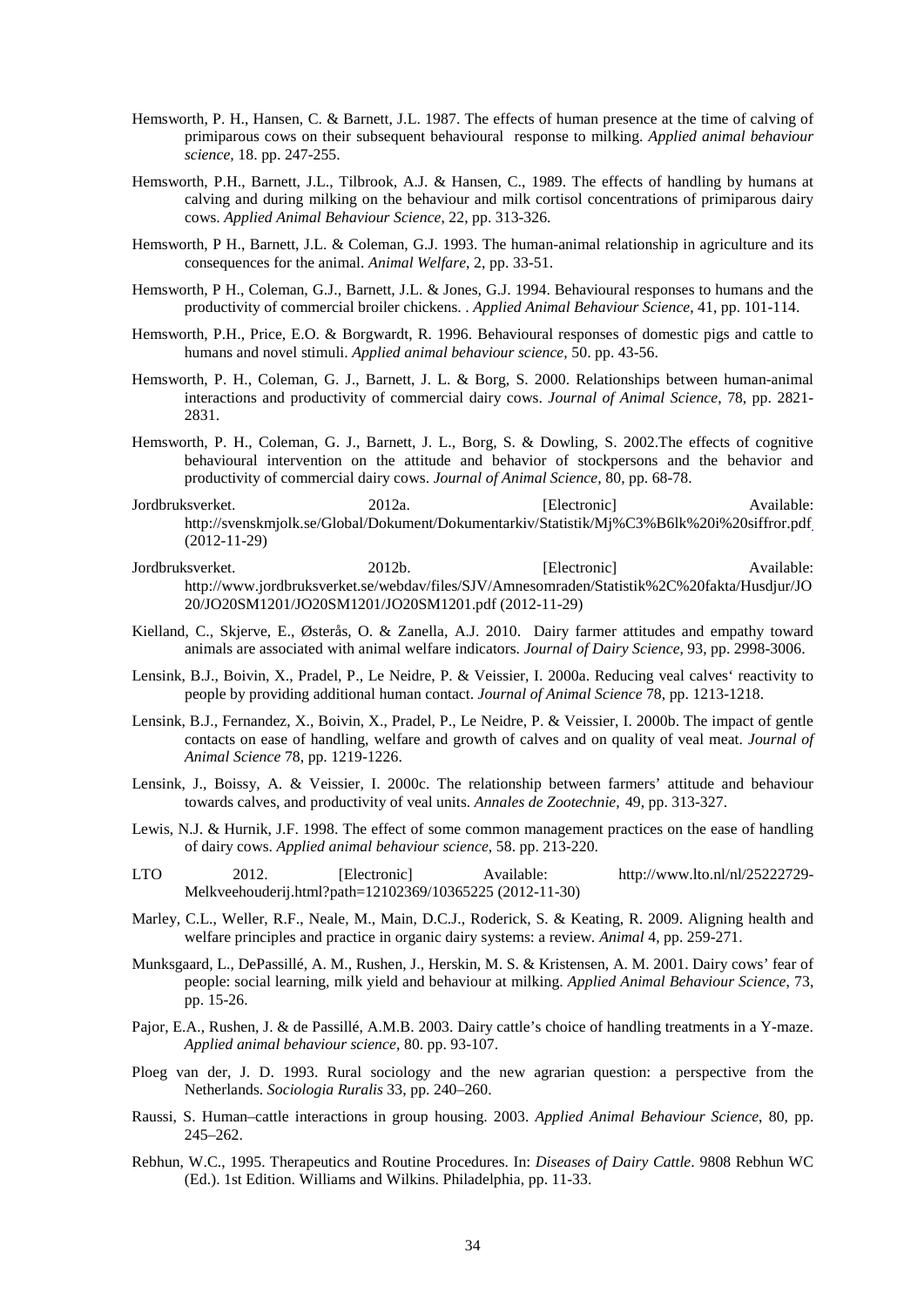Hemsworth, P. H., Hansen, C. & Barnett, J.L. 1987. The effects of human presence at the time of calving of primiparous cows on their subsequent behavioural response to milking. *Applied animal behaviour science,* 18. pp. 247-255.

Hemsworth, P.H., Barnett, J.L., Tilbrook, A.J. & Hansen, C., 1989. The effects of handling by humans at calving and during milking on the behaviour and milk cortisol concentrations of primiparous dairy cows. *Applied Animal Behaviour Science*, 22, pp. 313-326.

Hemsworth, P H., Barnett, J.L. & Coleman, G.J. 1993. The human-animal relationship in agriculture and its consequences for the animal. *Animal Welfare*, 2, pp. 33-51.

Hemsworth, P H., Coleman, G.J., Barnett, J.L. & Jones, G.J. 1994. Behavioural responses to humans and the productivity of commercial broiler chickens. . *Applied Animal Behaviour Science*, 41, pp. 101-114.

Hemsworth, P.H., Price, E.O. & Borgwardt, R. 1996. Behavioural responses of domestic pigs and cattle to humans and novel stimuli. *Applied animal behaviour science,* 50. pp. 43-56.

Hemsworth, P. H., Coleman, G. J., Barnett, J. L. & Borg, S. 2000. Relationships between human-animal interactions and productivity of commercial dairy cows. *Journal of Animal Science*, 78, pp. 2821-2831.

Hemsworth, P. H., Coleman, G. J., Barnett, J. L., Borg, S. & Dowling, S. 2002.The effects of cognitive behavioural intervention on the attitude and behavior of stockpersons and the behavior and productivity of commercial dairy cows. *Journal of Animal Science*, 80, pp. 68-78.

Jordbruksverket. 2012a. [Electronic] Available: http://svenskmjolk.se/Global/Dokument/Dokumentarkiv/Statistik/Mj%C3%B6lk%20i%20siffror.pdf (2012-11-29)

Jordbruksverket. 2012b. [Electronic] Available: http://www.jordbruksverket.se/webdav/files/SJV/Amnesomraden/Statistik%2C%20fakta/Husdjur/JO20/JO20SM1201/JO20SM1201/JO20SM1201.pdf (2012-11-29)

Kielland, C., Skjerve, E., Østerås, O. & Zanella, A.J. 2010. Dairy farmer attitudes and empathy toward animals are associated with animal welfare indicators. *Journal of Dairy Science*, 93, pp. 2998-3006.

Lensink, B.J., Boivin, X., Pradel, P., Le Neidre, P. & Veissier, I. 2000a. Reducing veal calves' reactivity to people by providing additional human contact. *Journal of Animal Science* 78, pp. 1213-1218.

Lensink, B.J., Fernandez, X., Boivin, X., Pradel, P., Le Neidre, P. & Veissier, I. 2000b. The impact of gentle contacts on ease of handling, welfare and growth of calves and on quality of veal meat. *Journal of Animal Science* 78, pp. 1219-1226.

Lensink, J., Boissy, A. & Veissier, I. 2000c. The relationship between farmers' attitude and behaviour towards calves, and productivity of veal units. *Annales de Zootechnie,* 49, pp. 313-327.

Lewis, N.J. & Hurnik, J.F. 1998. The effect of some common management practices on the ease of handling of dairy cows. *Applied animal behaviour science,* 58. pp. 213-220.

LTO 2012. [Electronic] Available: http://www.lto.nl/nl/25222729-Melkveehouderij.html?path=12102369/10365225 (2012-11-30)

Marley, C.L., Weller, R.F., Neale, M., Main, D.C.J., Roderick, S. & Keating, R. 2009. Aligning health and welfare principles and practice in organic dairy systems: a review. *Animal* 4, pp. 259-271.

Munksgaard, L., DePassillé, A. M., Rushen, J., Herskin, M. S. & Kristensen, A. M. 2001. Dairy cows' fear of people: social learning, milk yield and behaviour at milking. *Applied Animal Behaviour Science,* 73, pp. 15-26.

Pajor, E.A., Rushen, J. & de Passillé, A.M.B. 2003. Dairy cattle's choice of handling treatments in a Y-maze. *Applied animal behaviour science,* 80. pp. 93-107.

Ploeg van der, J. D. 1993. Rural sociology and the new agrarian question: a perspective from the Netherlands. *Sociologia Ruralis* 33, pp. 240–260.

Raussi, S. Human–cattle interactions in group housing. 2003. *Applied Animal Behaviour Science*, 80, pp. 245–262.

Rebhun, W.C., 1995. Therapeutics and Routine Procedures. In: *Diseases of Dairy Cattle*. 9808 Rebhun WC (Ed.). 1st Edition. Williams and Wilkins. Philadelphia, pp. 11-33.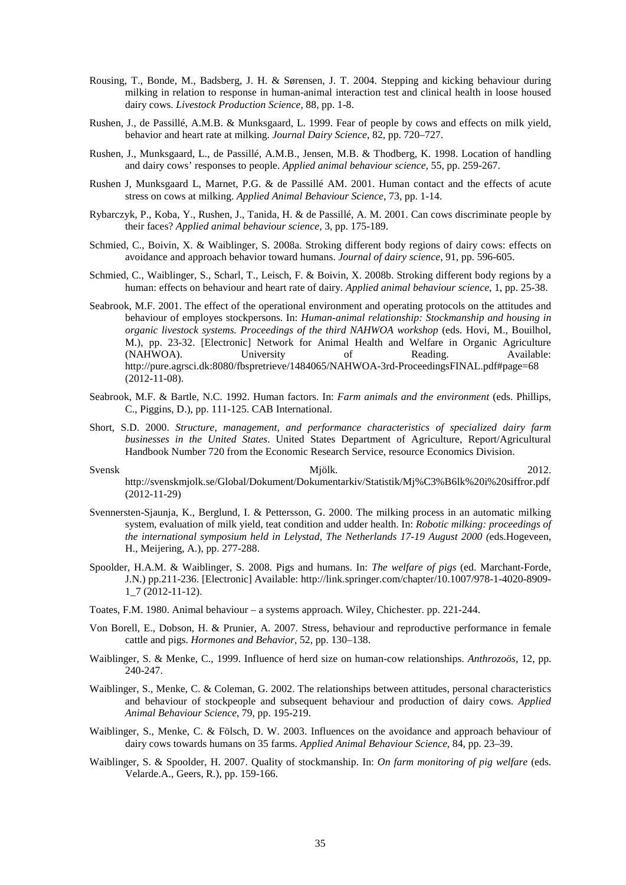Rousing, T., Bonde, M., Badsberg, J. H. & Sørensen, J. T. 2004. Stepping and kicking behaviour during milking in relation to response in human-animal interaction test and clinical health in loose housed dairy cows. *Livestock Production Science,* 88, pp. 1-8.

Rushen, J., de Passillé, A.M.B. & Munksgaard, L. 1999. Fear of people by cows and effects on milk yield, behavior and heart rate at milking. *Journal Dairy Science*, 82, pp. 720–727.

Rushen, J., Munksgaard, L., de Passillé, A.M.B., Jensen, M.B. & Thodberg, K. 1998. Location of handling and dairy cows' responses to people. *Applied animal behaviour science,* 55, pp. 259-267.

Rushen J, Munksgaard L, Marnet, P.G. & de Passillé AM. 2001. Human contact and the effects of acute stress on cows at milking. *Applied Animal Behaviour Science*, 73, pp. 1-14.

Rybarczyk, P., Koba, Y., Rushen, J., Tanida, H. & de Passillé, A. M. 2001. Can cows discriminate people by their faces? *Applied animal behaviour science,* 3, pp. 175-189.

Schmied, C., Boivin, X. & Waiblinger, S. 2008a. Stroking different body regions of dairy cows: effects on avoidance and approach behavior toward humans. *Journal of dairy science*, 91, pp. 596-605.

Schmied, C., Waiblinger, S., Scharl, T., Leisch, F. & Boivin, X. 2008b. Stroking different body regions by a human: effects on behaviour and heart rate of dairy. *Applied animal behaviour science*, 1, pp. 25-38.

Seabrook, M.F. 2001. The effect of the operational environment and operating protocols on the attitudes and behaviour of employes stockpersons. In: *Human-animal relationship: Stockmanship and housing in organic livestock systems. Proceedings of the third NAHWOA workshop* (eds. Hovi, M., Bouilhol, M.), pp. 23-32. [Electronic] Network for Animal Health and Welfare in Organic Agriculture (NAHWOA). University of Reading. Available: http://pure.agrsci.dk:8080/fbspretrieve/1484065/NAHWOA-3rd-ProceedingsFINAL.pdf#page=68 (2012-11-08).

Seabrook, M.F. & Bartle, N.C. 1992. Human factors. In: *Farm animals and the environment* (eds. Phillips, C., Piggins, D.), pp. 111-125. CAB International.

Short, S.D. 2000. *Structure, management, and performance characteristics of specialized dairy farm businesses in the United States*. United States Department of Agriculture, Report/Agricultural Handbook Number 720 from the Economic Research Service, resource Economics Division.

Svensk Mjölk. 2012. http://svenskmjolk.se/Global/Dokument/Dokumentarkiv/Statistik/Mj%C3%B6lk%20i%20siffror.pdf (2012-11-29)

Svennersten-Sjaunja, K., Berglund, I. & Pettersson, G. 2000. The milking process in an automatic milking system, evaluation of milk yield, teat condition and udder health. In: *Robotic milking: proceedings of the international symposium held in Lelystad, The Netherlands 17-19 August 2000 (*eds.Hogeveen, H., Meijering, A.), pp. 277-288.

Spoolder, H.A.M. & Waiblinger, S. 2008. Pigs and humans. In: *The welfare of pigs* (ed. Marchant-Forde, J.N.) pp.211-236. [Electronic] Available: http://link.springer.com/chapter/10.1007/978-1-4020-8909-1_7 (2012-11-12).

Toates, F.M. 1980. Animal behaviour – a systems approach. Wiley, Chichester. pp. 221-244.

Von Borell, E., Dobson, H. & Prunier, A. 2007. Stress, behaviour and reproductive performance in female cattle and pigs. *Hormones and Behavior,* 52, pp. 130–138.

Waiblinger, S. & Menke, C., 1999. Influence of herd size on human-cow relationships. *Anthrozoös*, 12, pp. 240-247.

Waiblinger, S., Menke, C. & Coleman, G. 2002. The relationships between attitudes, personal characteristics and behaviour of stockpeople and subsequent behaviour and production of dairy cows. *Applied Animal Behaviour Science*, 79, pp. 195-219.

Waiblinger, S., Menke, C. & Fölsch, D. W. 2003. Influences on the avoidance and approach behaviour of dairy cows towards humans on 35 farms. *Applied Animal Behaviour Science*, 84, pp. 23–39.

Waiblinger, S. & Spoolder, H. 2007. Quality of stockmanship. In: *On farm monitoring of pig welfare* (eds. Velarde.A., Geers, R.), pp. 159-166.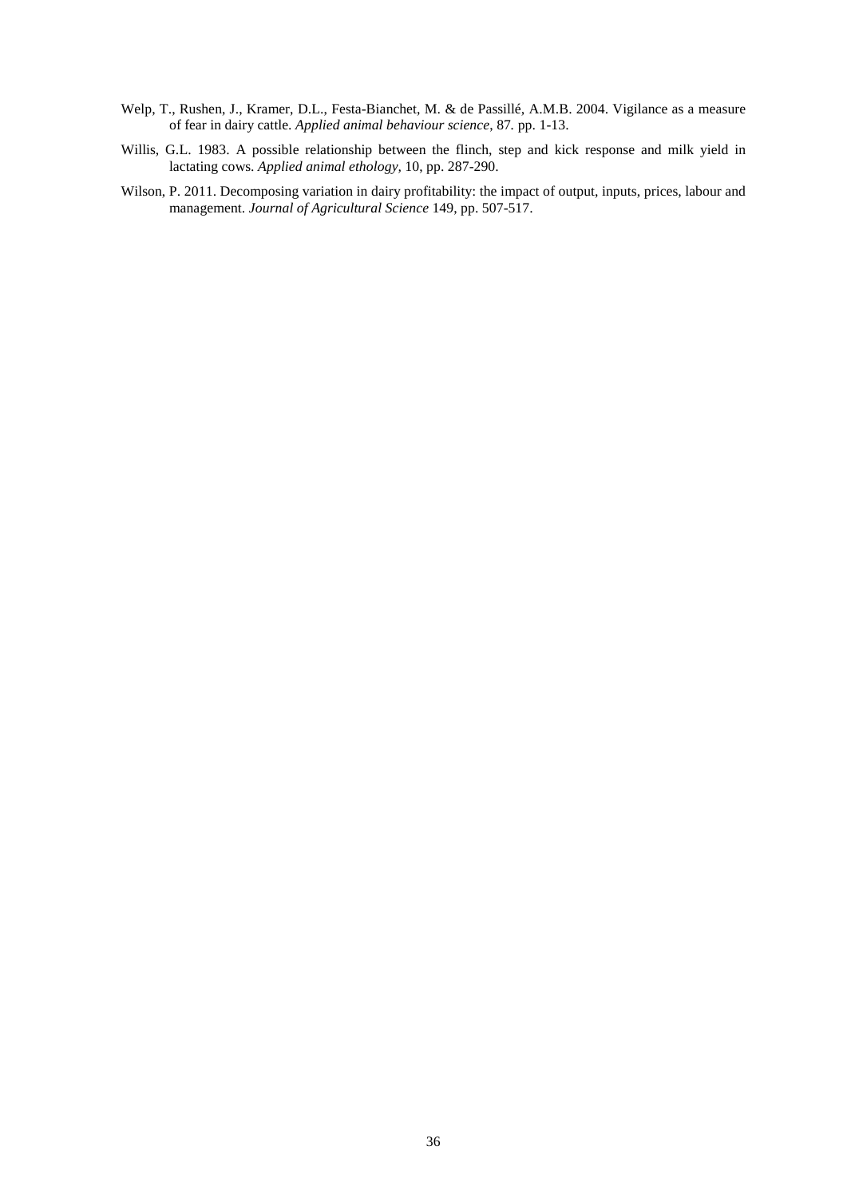Welp, T., Rushen, J., Kramer, D.L., Festa-Bianchet, M. & de Passillé, A.M.B. 2004. Vigilance as a measure of fear in dairy cattle. *Applied animal behaviour science*, 87. pp. 1-13.

Willis, G.L. 1983. A possible relationship between the flinch, step and kick response and milk yield in lactating cows. *Applied animal ethology*, 10, pp. 287-290.

Wilson, P. 2011. Decomposing variation in dairy profitability: the impact of output, inputs, prices, labour and management. *Journal of Agricultural Science* 149, pp. 507-517.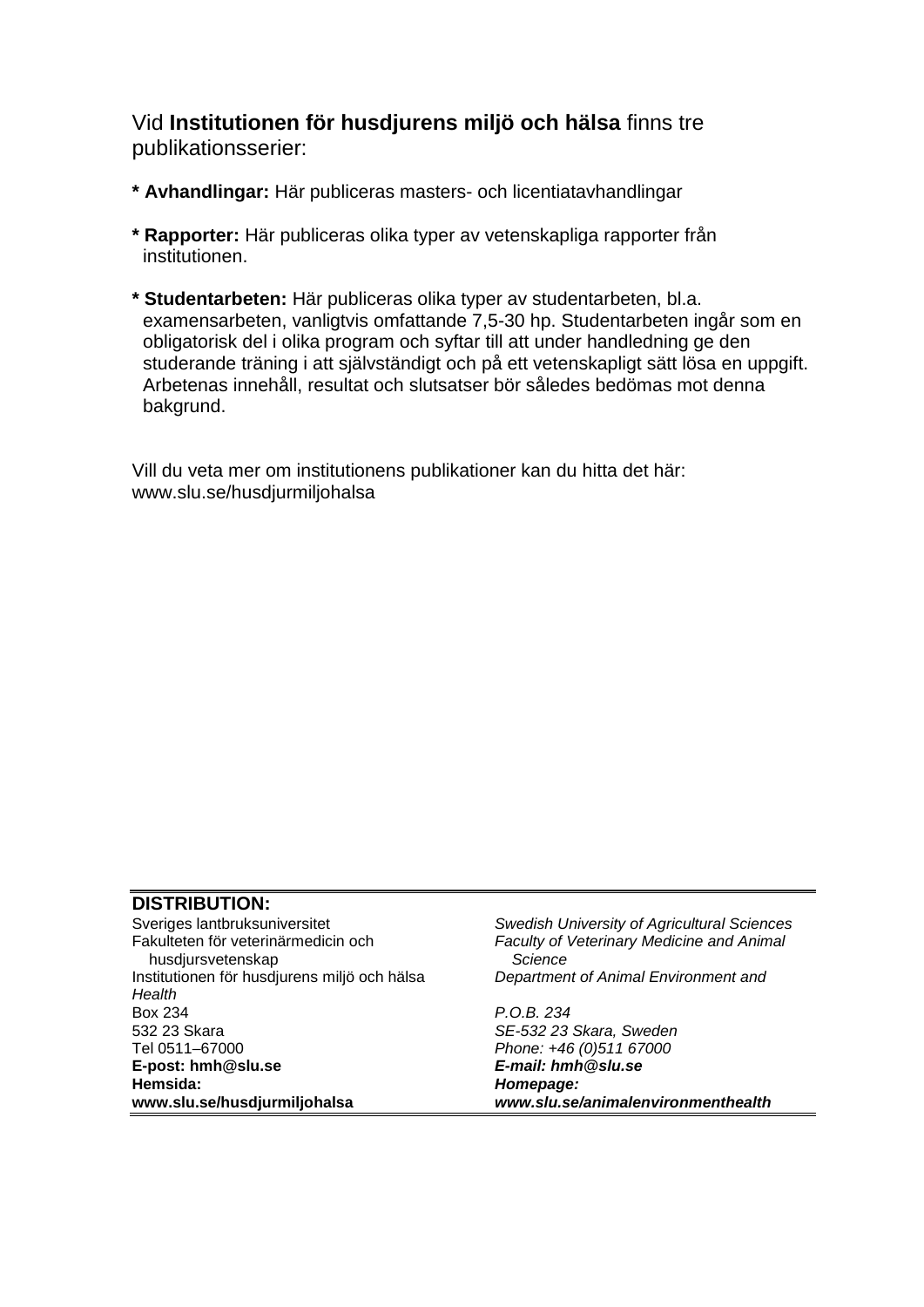Vid **Institutionen för husdjurens miljö och hälsa** finns tre publikationsserier:

* **Avhandlingar:** Här publiceras masters- och licentiatavhandlingar

* **Rapporter:** Här publiceras olika typer av vetenskapliga rapporter från institutionen.

* **Studentarbeten:** Här publiceras olika typer av studentarbeten, bl.a. examensarbeten, vanligtvis omfattande 7,5-30 hp. Studentarbeten ingår som en obligatorisk del i olika program och syftar till att under handledning ge den studerande träning i att självständigt och på ett vetenskapligt sätt lösa en uppgift. Arbetenas innehåll, resultat och slutsatser bör således bedömas mot denna bakgrund.

Vill du veta mer om institutionens publikationer kan du hitta det här: www.slu.se/husdjurmiljohalsa

**DISTRIBUTION:**

| | |
|---|---|
| Sveriges lantbruksuniversitet | *Swedish University of Agricultural Sciences* |
| Fakulteten för veterinärmedicin och husdjursvetenskap | *Faculty of Veterinary Medicine and Animal Science* |
| Institutionen för husdjurens miljö och hälsa | *Department of Animal Environment and Health* |
| Box 234 | *P.O.B. 234* |
| 532 23 Skara | *SE-532 23 Skara, Sweden* |
| Tel 0511–67000 | *Phone: +46 (0)511 67000* |
| **E-post: hmh@slu.se** | ***E-mail: hmh@slu.se*** |
| **Hemsida: www.slu.se/husdjurmiljohalsa** | ***Homepage: www.slu.se/animalenvironmenthealth*** |